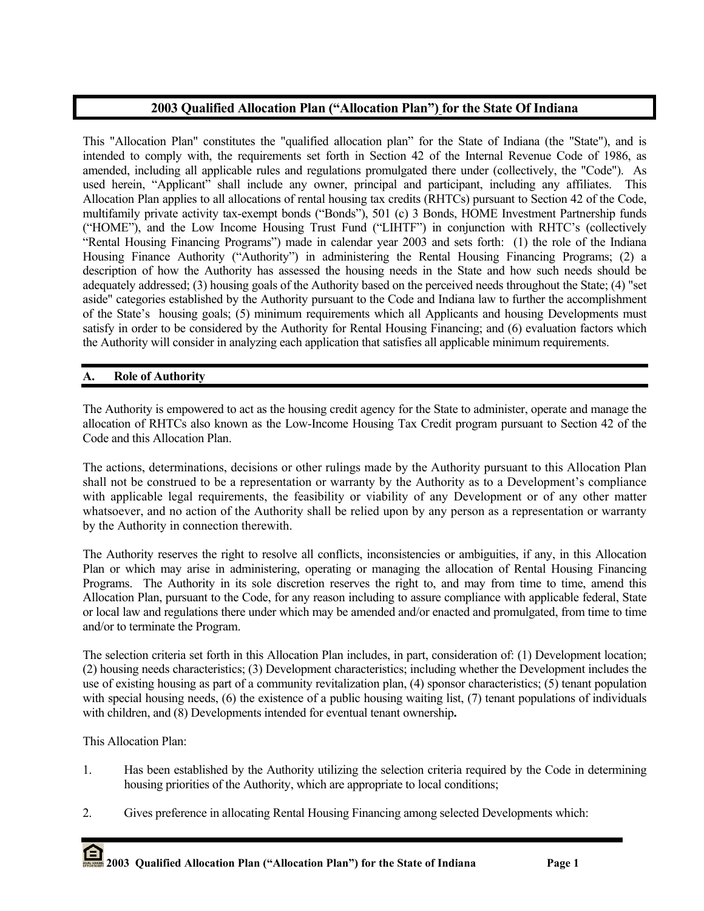# 2003 Qualified Allocation Plan ("Allocation Plan") for the State Of Indiana

This "Allocation Plan" constitutes the "qualified allocation plan" for the State of Indiana (the "State"), and is intended to comply with, the requirements set forth in Section 42 of the Internal Revenue Code of 1986, as amended, including all applicable rules and regulations promulgated there under (collectively, the "Code"). As used herein, "Applicant" shall include any owner, principal and participant, including any affiliates. This Allocation Plan applies to all allocations of rental housing tax credits (RHTCs) pursuant to Section 42 of the Code, multifamily private activity tax-exempt bonds ("Bonds"), 501 (c) 3 Bonds, HOME Investment Partnership funds ("HOME"), and the Low Income Housing Trust Fund ("LIHTF") in conjunction with RHTC's (collectively "Rental Housing Financing Programs") made in calendar year 2003 and sets forth: (1) the role of the Indiana Housing Finance Authority ("Authority") in administering the Rental Housing Financing Programs; (2) a description of how the Authority has assessed the housing needs in the State and how such needs should be adequately addressed; (3) housing goals of the Authority based on the perceived needs throughout the State; (4) "set aside" categories established by the Authority pursuant to the Code and Indiana law to further the accomplishment of the State's housing goals; (5) minimum requirements which all Applicants and housing Developments must satisfy in order to be considered by the Authority for Rental Housing Financing; and (6) evaluation factors which the Authority will consider in analyzing each application that satisfies all applicable minimum requirements.

## A. Role of Authority

The Authority is empowered to act as the housing credit agency for the State to administer, operate and manage the allocation of RHTCs also known as the Low-Income Housing Tax Credit program pursuant to Section 42 of the Code and this Allocation Plan.

The actions, determinations, decisions or other rulings made by the Authority pursuant to this Allocation Plan shall not be construed to be a representation or warranty by the Authority as to a Development's compliance with applicable legal requirements, the feasibility or viability of any Development or of any other matter whatsoever, and no action of the Authority shall be relied upon by any person as a representation or warranty by the Authority in connection therewith.

The Authority reserves the right to resolve all conflicts, inconsistencies or ambiguities, if any, in this Allocation Plan or which may arise in administering, operating or managing the allocation of Rental Housing Financing Programs. The Authority in its sole discretion reserves the right to, and may from time to time, amend this Allocation Plan, pursuant to the Code, for any reason including to assure compliance with applicable federal, State or local law and regulations there under which may be amended and/or enacted and promulgated, from time to time and/or to terminate the Program.

The selection criteria set forth in this Allocation Plan includes, in part, consideration of: (1) Development location; (2) housing needs characteristics; (3) Development characteristics; including whether the Development includes the use of existing housing as part of a community revitalization plan, (4) sponsor characteristics; (5) tenant population with special housing needs, (6) the existence of a public housing waiting list, (7) tenant populations of individuals with children, and (8) Developments intended for eventual tenant ownership**.**

This Allocation Plan:

1. Has been established by the Authority utilizing the selection criteria required by the Code in determining housing priorities of the Authority, which are appropriate to local conditions;

2. Gives preference in allocating Rental Housing Financing among selected Developments which: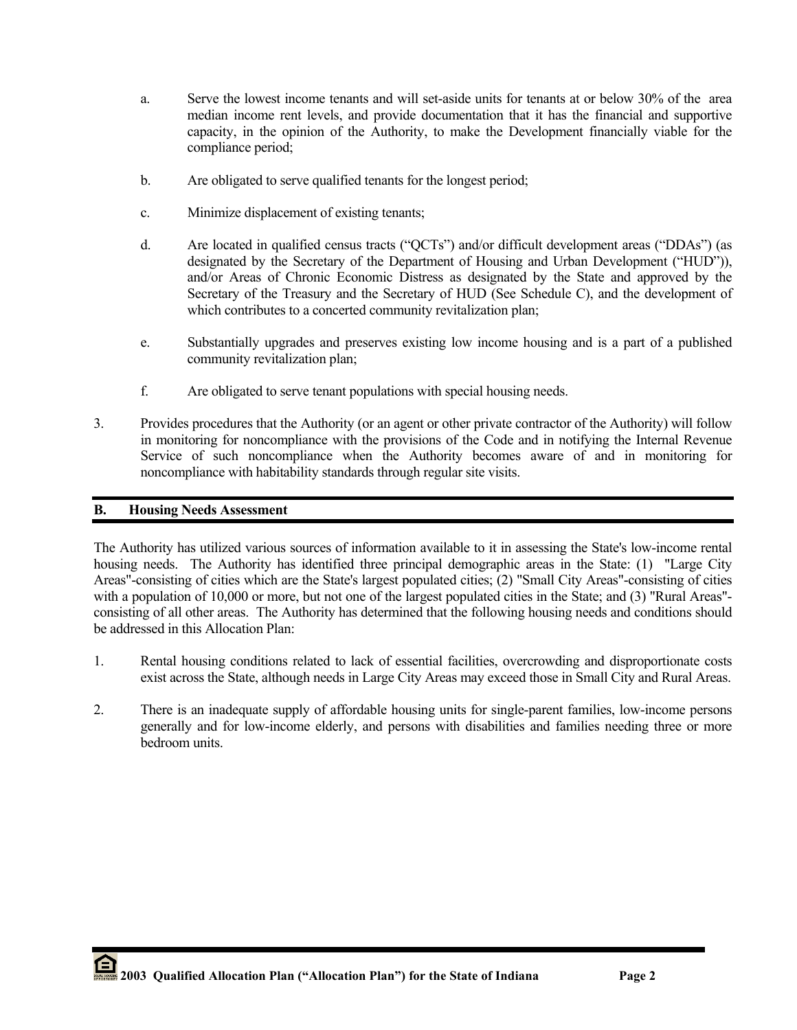a. Serve the lowest income tenants and will set-aside units for tenants at or below 30% of the area median income rent levels, and provide documentation that it has the financial and supportive capacity, in the opinion of the Authority, to make the Development financially viable for the compliance period;

b. Are obligated to serve qualified tenants for the longest period;

c. Minimize displacement of existing tenants;

d. Are located in qualified census tracts ("QCTs") and/or difficult development areas ("DDAs") (as designated by the Secretary of the Department of Housing and Urban Development ("HUD")), and/or Areas of Chronic Economic Distress as designated by the State and approved by the Secretary of the Treasury and the Secretary of HUD (See Schedule C), and the development of which contributes to a concerted community revitalization plan;

e. Substantially upgrades and preserves existing low income housing and is a part of a published community revitalization plan;

f. Are obligated to serve tenant populations with special housing needs.

3. Provides procedures that the Authority (or an agent or other private contractor of the Authority) will follow in monitoring for noncompliance with the provisions of the Code and in notifying the Internal Revenue Service of such noncompliance when the Authority becomes aware of and in monitoring for noncompliance with habitability standards through regular site visits.

## B. Housing Needs Assessment

The Authority has utilized various sources of information available to it in assessing the State's low-income rental housing needs. The Authority has identified three principal demographic areas in the State: (1) "Large City Areas"-consisting of cities which are the State's largest populated cities; (2) "Small City Areas"-consisting of cities with a population of 10,000 or more, but not one of the largest populated cities in the State; and (3) "Rural Areas"-consisting of all other areas. The Authority has determined that the following housing needs and conditions should be addressed in this Allocation Plan:

1. Rental housing conditions related to lack of essential facilities, overcrowding and disproportionate costs exist across the State, although needs in Large City Areas may exceed those in Small City and Rural Areas.

2. There is an inadequate supply of affordable housing units for single-parent families, low-income persons generally and for low-income elderly, and persons with disabilities and families needing three or more bedroom units.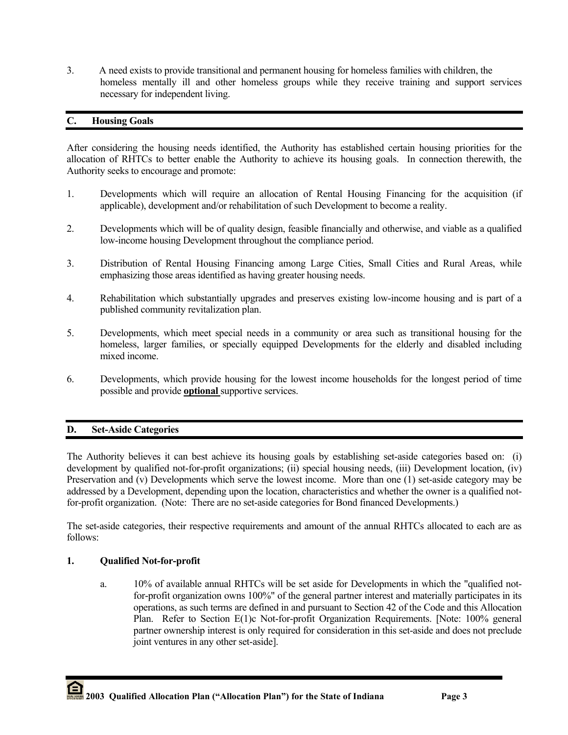3. A need exists to provide transitional and permanent housing for homeless families with children, the homeless mentally ill and other homeless groups while they receive training and support services necessary for independent living.

## C. Housing Goals

After considering the housing needs identified, the Authority has established certain housing priorities for the allocation of RHTCs to better enable the Authority to achieve its housing goals. In connection therewith, the Authority seeks to encourage and promote:

1. Developments which will require an allocation of Rental Housing Financing for the acquisition (if applicable), development and/or rehabilitation of such Development to become a reality.

2. Developments which will be of quality design, feasible financially and otherwise, and viable as a qualified low-income housing Development throughout the compliance period.

3. Distribution of Rental Housing Financing among Large Cities, Small Cities and Rural Areas, while emphasizing those areas identified as having greater housing needs.

4. Rehabilitation which substantially upgrades and preserves existing low-income housing and is part of a published community revitalization plan.

5. Developments, which meet special needs in a community or area such as transitional housing for the homeless, larger families, or specially equipped Developments for the elderly and disabled including mixed income.

6. Developments, which provide housing for the lowest income households for the longest period of time possible and provide **optional** supportive services.

## D. Set-Aside Categories

The Authority believes it can best achieve its housing goals by establishing set-aside categories based on: (i) development by qualified not-for-profit organizations; (ii) special housing needs, (iii) Development location, (iv) Preservation and (v) Developments which serve the lowest income. More than one (1) set-aside category may be addressed by a Development, depending upon the location, characteristics and whether the owner is a qualified not-for-profit organization. (Note: There are no set-aside categories for Bond financed Developments.)

The set-aside categories, their respective requirements and amount of the annual RHTCs allocated to each are as follows:

### 1. Qualified Not-for-profit

a. 10% of available annual RHTCs will be set aside for Developments in which the "qualified not-for-profit organization owns 100%" of the general partner interest and materially participates in its operations, as such terms are defined in and pursuant to Section 42 of the Code and this Allocation Plan. Refer to Section E(1)c Not-for-profit Organization Requirements. [Note: 100% general partner ownership interest is only required for consideration in this set-aside and does not preclude joint ventures in any other set-aside].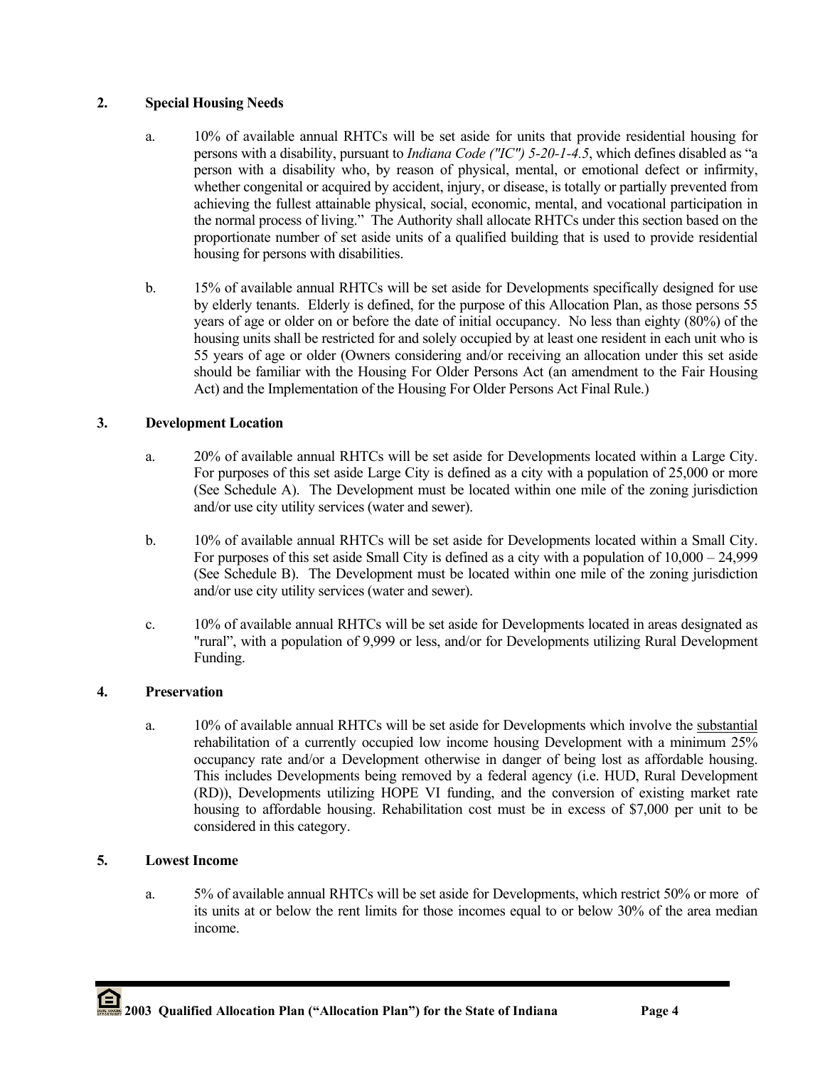**2. Special Housing Needs**

a. 10% of available annual RHTCs will be set aside for units that provide residential housing for persons with a disability, pursuant to *Indiana Code ("IC") 5-20-1-4.5*, which defines disabled as "a person with a disability who, by reason of physical, mental, or emotional defect or infirmity, whether congenital or acquired by accident, injury, or disease, is totally or partially prevented from achieving the fullest attainable physical, social, economic, mental, and vocational participation in the normal process of living." The Authority shall allocate RHTCs under this section based on the proportionate number of set aside units of a qualified building that is used to provide residential housing for persons with disabilities.

b. 15% of available annual RHTCs will be set aside for Developments specifically designed for use by elderly tenants. Elderly is defined, for the purpose of this Allocation Plan, as those persons 55 years of age or older on or before the date of initial occupancy. No less than eighty (80%) of the housing units shall be restricted for and solely occupied by at least one resident in each unit who is 55 years of age or older (Owners considering and/or receiving an allocation under this set aside should be familiar with the Housing For Older Persons Act (an amendment to the Fair Housing Act) and the Implementation of the Housing For Older Persons Act Final Rule.)

**3. Development Location**

a. 20% of available annual RHTCs will be set aside for Developments located within a Large City. For purposes of this set aside Large City is defined as a city with a population of 25,000 or more (See Schedule A). The Development must be located within one mile of the zoning jurisdiction and/or use city utility services (water and sewer).

b. 10% of available annual RHTCs will be set aside for Developments located within a Small City. For purposes of this set aside Small City is defined as a city with a population of 10,000 – 24,999 (See Schedule B). The Development must be located within one mile of the zoning jurisdiction and/or use city utility services (water and sewer).

c. 10% of available annual RHTCs will be set aside for Developments located in areas designated as "rural", with a population of 9,999 or less, and/or for Developments utilizing Rural Development Funding.

**4. Preservation**

a. 10% of available annual RHTCs will be set aside for Developments which involve the <u>substantial</u> rehabilitation of a currently occupied low income housing Development with a minimum 25% occupancy rate and/or a Development otherwise in danger of being lost as affordable housing. This includes Developments being removed by a federal agency (i.e. HUD, Rural Development (RD)), Developments utilizing HOPE VI funding, and the conversion of existing market rate housing to affordable housing. Rehabilitation cost must be in excess of $7,000 per unit to be considered in this category.

**5. Lowest Income**

a. 5% of available annual RHTCs will be set aside for Developments, which restrict 50% or more of its units at or below the rent limits for those incomes equal to or below 30% of the area median income.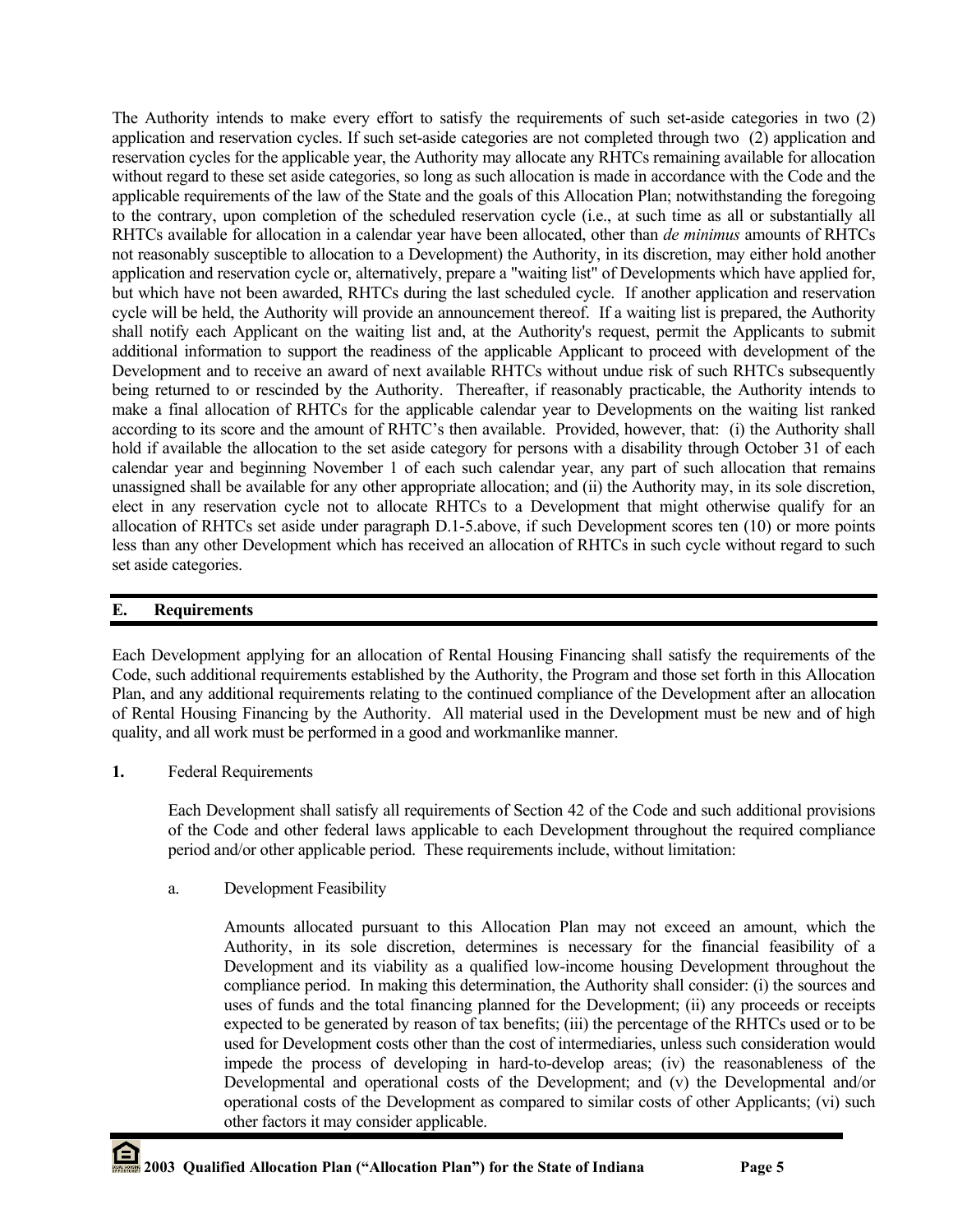The Authority intends to make every effort to satisfy the requirements of such set-aside categories in two (2) application and reservation cycles. If such set-aside categories are not completed through two (2) application and reservation cycles for the applicable year, the Authority may allocate any RHTCs remaining available for allocation without regard to these set aside categories, so long as such allocation is made in accordance with the Code and the applicable requirements of the law of the State and the goals of this Allocation Plan; notwithstanding the foregoing to the contrary, upon completion of the scheduled reservation cycle (i.e., at such time as all or substantially all RHTCs available for allocation in a calendar year have been allocated, other than *de minimus* amounts of RHTCs not reasonably susceptible to allocation to a Development) the Authority, in its discretion, may either hold another application and reservation cycle or, alternatively, prepare a "waiting list" of Developments which have applied for, but which have not been awarded, RHTCs during the last scheduled cycle. If another application and reservation cycle will be held, the Authority will provide an announcement thereof. If a waiting list is prepared, the Authority shall notify each Applicant on the waiting list and, at the Authority's request, permit the Applicants to submit additional information to support the readiness of the applicable Applicant to proceed with development of the Development and to receive an award of next available RHTCs without undue risk of such RHTCs subsequently being returned to or rescinded by the Authority. Thereafter, if reasonably practicable, the Authority intends to make a final allocation of RHTCs for the applicable calendar year to Developments on the waiting list ranked according to its score and the amount of RHTC's then available. Provided, however, that: (i) the Authority shall hold if available the allocation to the set aside category for persons with a disability through October 31 of each calendar year and beginning November 1 of each such calendar year, any part of such allocation that remains unassigned shall be available for any other appropriate allocation; and (ii) the Authority may, in its sole discretion, elect in any reservation cycle not to allocate RHTCs to a Development that might otherwise qualify for an allocation of RHTCs set aside under paragraph D.1-5.above, if such Development scores ten (10) or more points less than any other Development which has received an allocation of RHTCs in such cycle without regard to such set aside categories.

## E. Requirements

Each Development applying for an allocation of Rental Housing Financing shall satisfy the requirements of the Code, such additional requirements established by the Authority, the Program and those set forth in this Allocation Plan, and any additional requirements relating to the continued compliance of the Development after an allocation of Rental Housing Financing by the Authority. All material used in the Development must be new and of high quality, and all work must be performed in a good and workmanlike manner.

**1.** Federal Requirements

Each Development shall satisfy all requirements of Section 42 of the Code and such additional provisions of the Code and other federal laws applicable to each Development throughout the required compliance period and/or other applicable period. These requirements include, without limitation:

a. Development Feasibility

Amounts allocated pursuant to this Allocation Plan may not exceed an amount, which the Authority, in its sole discretion, determines is necessary for the financial feasibility of a Development and its viability as a qualified low-income housing Development throughout the compliance period. In making this determination, the Authority shall consider: (i) the sources and uses of funds and the total financing planned for the Development; (ii) any proceeds or receipts expected to be generated by reason of tax benefits; (iii) the percentage of the RHTCs used or to be used for Development costs other than the cost of intermediaries, unless such consideration would impede the process of developing in hard-to-develop areas; (iv) the reasonableness of the Developmental and operational costs of the Development; and (v) the Developmental and/or operational costs of the Development as compared to similar costs of other Applicants; (vi) such other factors it may consider applicable.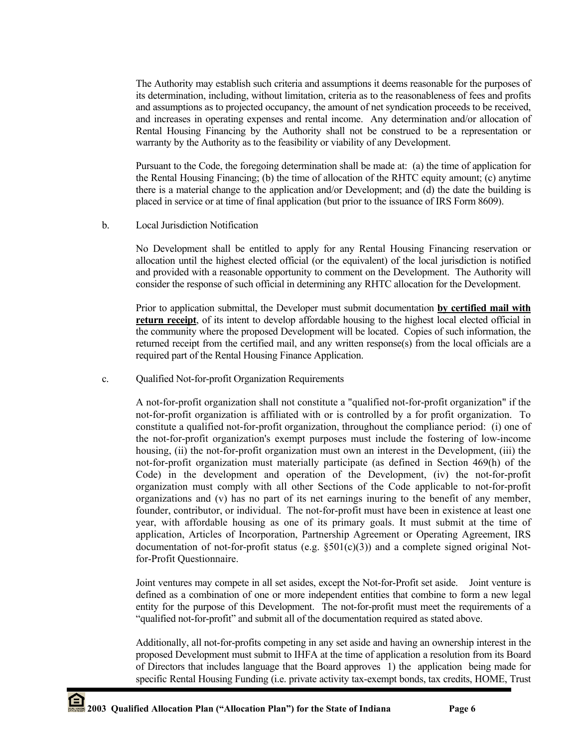The Authority may establish such criteria and assumptions it deems reasonable for the purposes of its determination, including, without limitation, criteria as to the reasonableness of fees and profits and assumptions as to projected occupancy, the amount of net syndication proceeds to be received, and increases in operating expenses and rental income. Any determination and/or allocation of Rental Housing Financing by the Authority shall not be construed to be a representation or warranty by the Authority as to the feasibility or viability of any Development.

Pursuant to the Code, the foregoing determination shall be made at: (a) the time of application for the Rental Housing Financing; (b) the time of allocation of the RHTC equity amount; (c) anytime there is a material change to the application and/or Development; and (d) the date the building is placed in service or at time of final application (but prior to the issuance of IRS Form 8609).

b. Local Jurisdiction Notification

No Development shall be entitled to apply for any Rental Housing Financing reservation or allocation until the highest elected official (or the equivalent) of the local jurisdiction is notified and provided with a reasonable opportunity to comment on the Development. The Authority will consider the response of such official in determining any RHTC allocation for the Development.

Prior to application submittal, the Developer must submit documentation **by certified mail with return receipt**, of its intent to develop affordable housing to the highest local elected official in the community where the proposed Development will be located. Copies of such information, the returned receipt from the certified mail, and any written response(s) from the local officials are a required part of the Rental Housing Finance Application.

c. Qualified Not-for-profit Organization Requirements

A not-for-profit organization shall not constitute a "qualified not-for-profit organization" if the not-for-profit organization is affiliated with or is controlled by a for profit organization. To constitute a qualified not-for-profit organization, throughout the compliance period: (i) one of the not-for-profit organization's exempt purposes must include the fostering of low-income housing, (ii) the not-for-profit organization must own an interest in the Development, (iii) the not-for-profit organization must materially participate (as defined in Section 469(h) of the Code) in the development and operation of the Development, (iv) the not-for-profit organization must comply with all other Sections of the Code applicable to not-for-profit organizations and (v) has no part of its net earnings inuring to the benefit of any member, founder, contributor, or individual. The not-for-profit must have been in existence at least one year, with affordable housing as one of its primary goals. It must submit at the time of application, Articles of Incorporation, Partnership Agreement or Operating Agreement, IRS documentation of not-for-profit status (e.g. §501(c)(3)) and a complete signed original Not-for-Profit Questionnaire.

Joint ventures may compete in all set asides, except the Not-for-Profit set aside. Joint venture is defined as a combination of one or more independent entities that combine to form a new legal entity for the purpose of this Development. The not-for-profit must meet the requirements of a "qualified not-for-profit" and submit all of the documentation required as stated above.

Additionally, all not-for-profits competing in any set aside and having an ownership interest in the proposed Development must submit to IHFA at the time of application a resolution from its Board of Directors that includes language that the Board approves 1) the application being made for specific Rental Housing Funding (i.e. private activity tax-exempt bonds, tax credits, HOME, Trust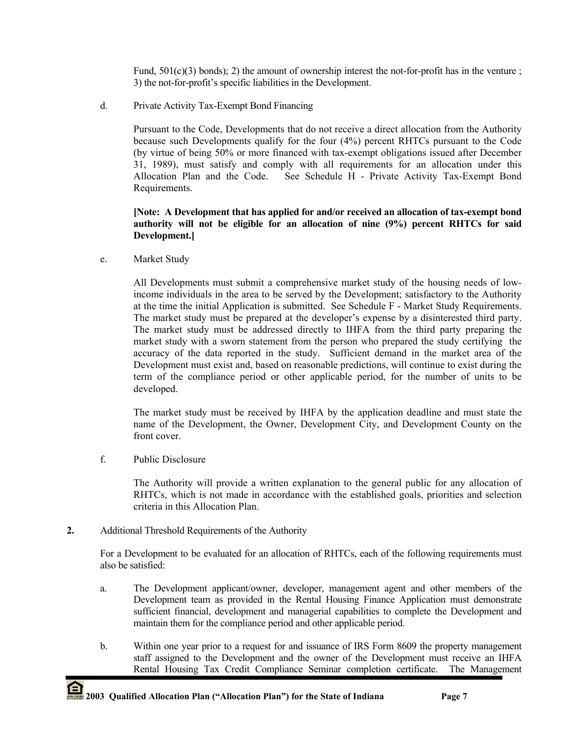Fund, 501(c)(3) bonds); 2) the amount of ownership interest the not-for-profit has in the venture ; 3) the not-for-profit's specific liabilities in the Development.

d. Private Activity Tax-Exempt Bond Financing

Pursuant to the Code, Developments that do not receive a direct allocation from the Authority because such Developments qualify for the four (4%) percent RHTCs pursuant to the Code (by virtue of being 50% or more financed with tax-exempt obligations issued after December 31, 1989), must satisfy and comply with all requirements for an allocation under this Allocation Plan and the Code. See Schedule H - Private Activity Tax-Exempt Bond Requirements.

**[Note: A Development that has applied for and/or received an allocation of tax-exempt bond authority will not be eligible for an allocation of nine (9%) percent RHTCs for said Development.]**

e. Market Study

All Developments must submit a comprehensive market study of the housing needs of low-income individuals in the area to be served by the Development; satisfactory to the Authority at the time the initial Application is submitted. See Schedule F - Market Study Requirements. The market study must be prepared at the developer's expense by a disinterested third party. The market study must be addressed directly to IHFA from the third party preparing the market study with a sworn statement from the person who prepared the study certifying the accuracy of the data reported in the study. Sufficient demand in the market area of the Development must exist and, based on reasonable predictions, will continue to exist during the term of the compliance period or other applicable period, for the number of units to be developed.

The market study must be received by IHFA by the application deadline and must state the name of the Development, the Owner, Development City, and Development County on the front cover.

f. Public Disclosure

The Authority will provide a written explanation to the general public for any allocation of RHTCs, which is not made in accordance with the established goals, priorities and selection criteria in this Allocation Plan.

**2.** Additional Threshold Requirements of the Authority

For a Development to be evaluated for an allocation of RHTCs, each of the following requirements must also be satisfied:

a. The Development applicant/owner, developer, management agent and other members of the Development team as provided in the Rental Housing Finance Application must demonstrate sufficient financial, development and managerial capabilities to complete the Development and maintain them for the compliance period and other applicable period.

b. Within one year prior to a request for and issuance of IRS Form 8609 the property management staff assigned to the Development and the owner of the Development must receive an IHFA Rental Housing Tax Credit Compliance Seminar completion certificate. The Management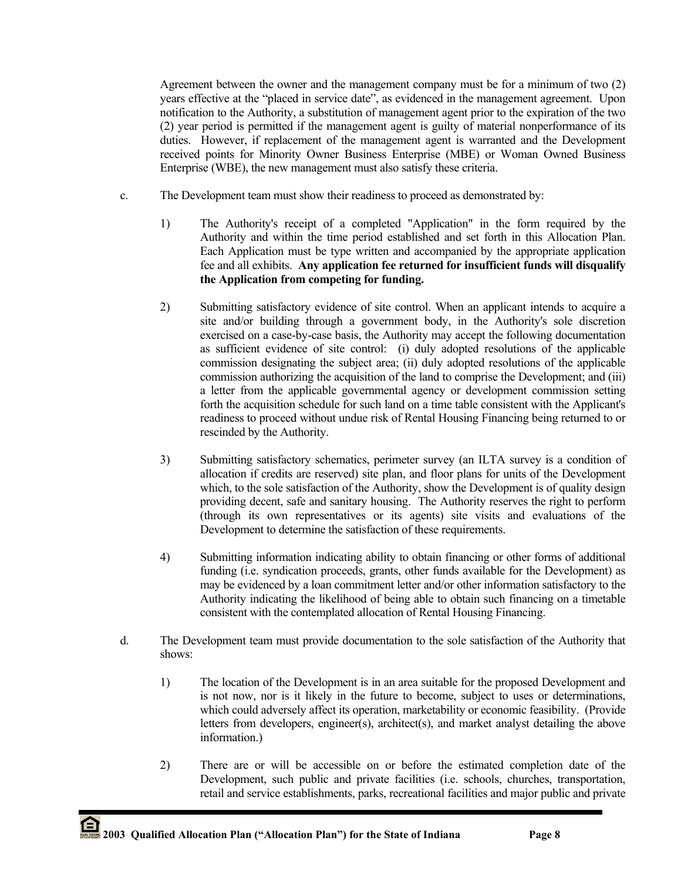Agreement between the owner and the management company must be for a minimum of two (2) years effective at the "placed in service date", as evidenced in the management agreement. Upon notification to the Authority, a substitution of management agent prior to the expiration of the two (2) year period is permitted if the management agent is guilty of material nonperformance of its duties. However, if replacement of the management agent is warranted and the Development received points for Minority Owner Business Enterprise (MBE) or Woman Owned Business Enterprise (WBE), the new management must also satisfy these criteria.

c. The Development team must show their readiness to proceed as demonstrated by:

   1) The Authority's receipt of a completed "Application" in the form required by the Authority and within the time period established and set forth in this Allocation Plan. Each Application must be type written and accompanied by the appropriate application fee and all exhibits. **Any application fee returned for insufficient funds will disqualify the Application from competing for funding.**

   2) Submitting satisfactory evidence of site control. When an applicant intends to acquire a site and/or building through a government body, in the Authority's sole discretion exercised on a case-by-case basis, the Authority may accept the following documentation as sufficient evidence of site control: (i) duly adopted resolutions of the applicable commission designating the subject area; (ii) duly adopted resolutions of the applicable commission authorizing the acquisition of the land to comprise the Development; and (iii) a letter from the applicable governmental agency or development commission setting forth the acquisition schedule for such land on a time table consistent with the Applicant's readiness to proceed without undue risk of Rental Housing Financing being returned to or rescinded by the Authority.

   3) Submitting satisfactory schematics, perimeter survey (an ILTA survey is a condition of allocation if credits are reserved) site plan, and floor plans for units of the Development which, to the sole satisfaction of the Authority, show the Development is of quality design providing decent, safe and sanitary housing. The Authority reserves the right to perform (through its own representatives or its agents) site visits and evaluations of the Development to determine the satisfaction of these requirements.

   4) Submitting information indicating ability to obtain financing or other forms of additional funding (i.e. syndication proceeds, grants, other funds available for the Development) as may be evidenced by a loan commitment letter and/or other information satisfactory to the Authority indicating the likelihood of being able to obtain such financing on a timetable consistent with the contemplated allocation of Rental Housing Financing.

d. The Development team must provide documentation to the sole satisfaction of the Authority that shows:

   1) The location of the Development is in an area suitable for the proposed Development and is not now, nor is it likely in the future to become, subject to uses or determinations, which could adversely affect its operation, marketability or economic feasibility. (Provide letters from developers, engineer(s), architect(s), and market analyst detailing the above information.)

   2) There are or will be accessible on or before the estimated completion date of the Development, such public and private facilities (i.e. schools, churches, transportation, retail and service establishments, parks, recreational facilities and major public and private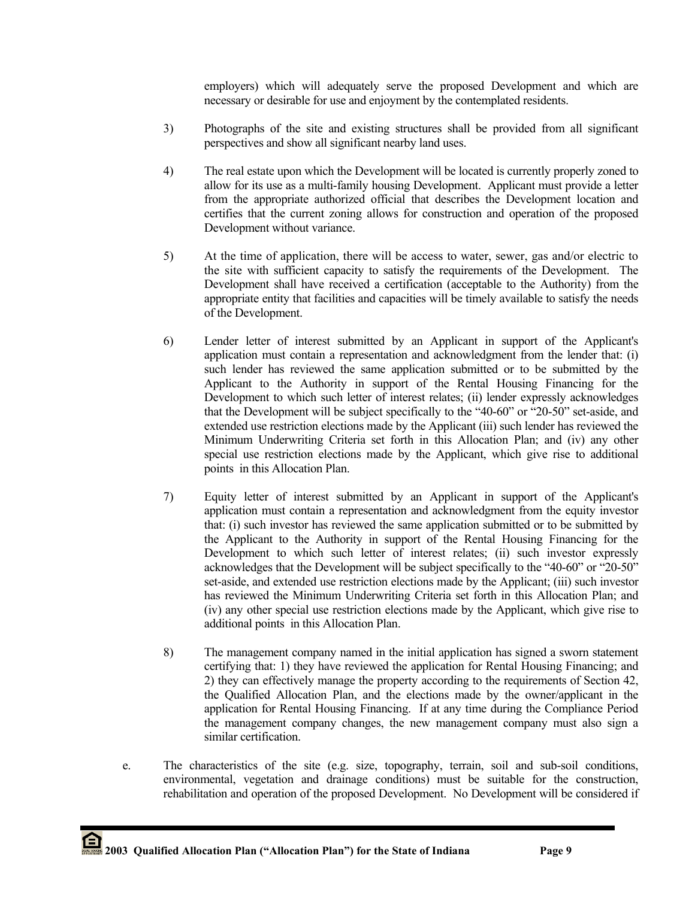employers) which will adequately serve the proposed Development and which are necessary or desirable for use and enjoyment by the contemplated residents.

3) Photographs of the site and existing structures shall be provided from all significant perspectives and show all significant nearby land uses.

4) The real estate upon which the Development will be located is currently properly zoned to allow for its use as a multi-family housing Development. Applicant must provide a letter from the appropriate authorized official that describes the Development location and certifies that the current zoning allows for construction and operation of the proposed Development without variance.

5) At the time of application, there will be access to water, sewer, gas and/or electric to the site with sufficient capacity to satisfy the requirements of the Development. The Development shall have received a certification (acceptable to the Authority) from the appropriate entity that facilities and capacities will be timely available to satisfy the needs of the Development.

6) Lender letter of interest submitted by an Applicant in support of the Applicant's application must contain a representation and acknowledgment from the lender that: (i) such lender has reviewed the same application submitted or to be submitted by the Applicant to the Authority in support of the Rental Housing Financing for the Development to which such letter of interest relates; (ii) lender expressly acknowledges that the Development will be subject specifically to the "40-60" or "20-50" set-aside, and extended use restriction elections made by the Applicant (iii) such lender has reviewed the Minimum Underwriting Criteria set forth in this Allocation Plan; and (iv) any other special use restriction elections made by the Applicant, which give rise to additional points in this Allocation Plan.

7) Equity letter of interest submitted by an Applicant in support of the Applicant's application must contain a representation and acknowledgment from the equity investor that: (i) such investor has reviewed the same application submitted or to be submitted by the Applicant to the Authority in support of the Rental Housing Financing for the Development to which such letter of interest relates; (ii) such investor expressly acknowledges that the Development will be subject specifically to the "40-60" or "20-50" set-aside, and extended use restriction elections made by the Applicant; (iii) such investor has reviewed the Minimum Underwriting Criteria set forth in this Allocation Plan; and (iv) any other special use restriction elections made by the Applicant, which give rise to additional points in this Allocation Plan.

8) The management company named in the initial application has signed a sworn statement certifying that: 1) they have reviewed the application for Rental Housing Financing; and 2) they can effectively manage the property according to the requirements of Section 42, the Qualified Allocation Plan, and the elections made by the owner/applicant in the application for Rental Housing Financing. If at any time during the Compliance Period the management company changes, the new management company must also sign a similar certification.

e. The characteristics of the site (e.g. size, topography, terrain, soil and sub-soil conditions, environmental, vegetation and drainage conditions) must be suitable for the construction, rehabilitation and operation of the proposed Development. No Development will be considered if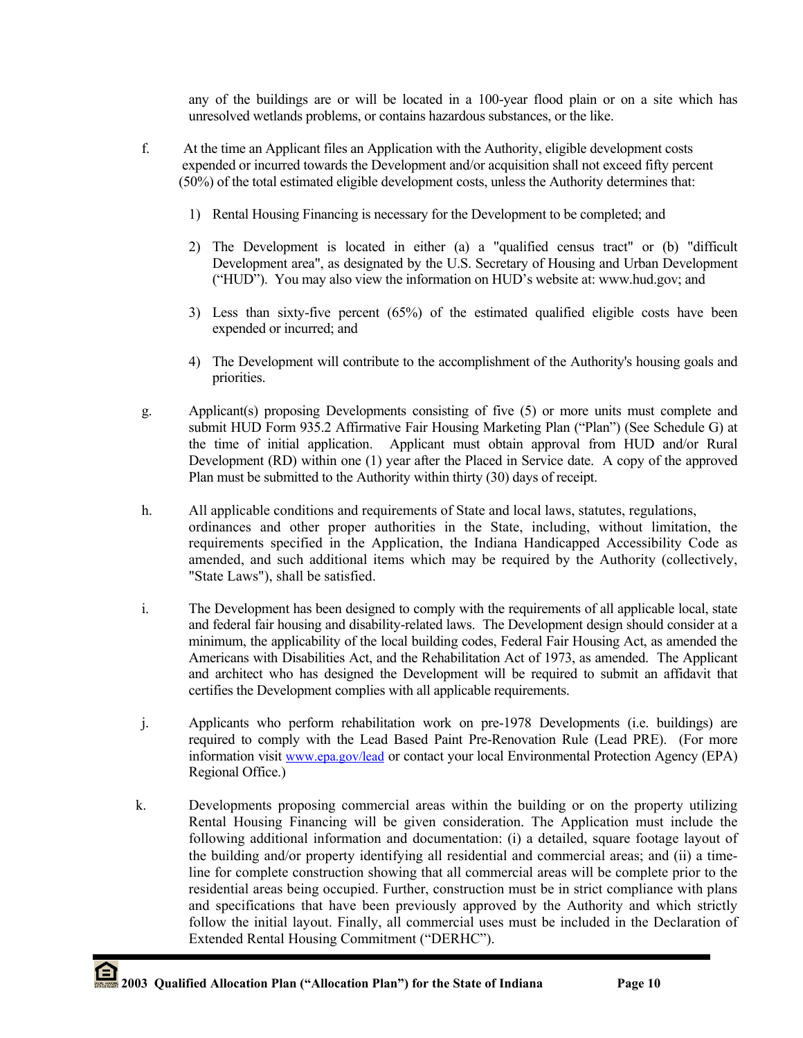any of the buildings are or will be located in a 100-year flood plain or on a site which has unresolved wetlands problems, or contains hazardous substances, or the like.

f. At the time an Applicant files an Application with the Authority, eligible development costs expended or incurred towards the Development and/or acquisition shall not exceed fifty percent (50%) of the total estimated eligible development costs, unless the Authority determines that:

   1) Rental Housing Financing is necessary for the Development to be completed; and

   2) The Development is located in either (a) a "qualified census tract" or (b) "difficult Development area", as designated by the U.S. Secretary of Housing and Urban Development ("HUD"). You may also view the information on HUD's website at: www.hud.gov; and

   3) Less than sixty-five percent (65%) of the estimated qualified eligible costs have been expended or incurred; and

   4) The Development will contribute to the accomplishment of the Authority's housing goals and priorities.

g. Applicant(s) proposing Developments consisting of five (5) or more units must complete and submit HUD Form 935.2 Affirmative Fair Housing Marketing Plan ("Plan") (See Schedule G) at the time of initial application. Applicant must obtain approval from HUD and/or Rural Development (RD) within one (1) year after the Placed in Service date. A copy of the approved Plan must be submitted to the Authority within thirty (30) days of receipt.

h. All applicable conditions and requirements of State and local laws, statutes, regulations, ordinances and other proper authorities in the State, including, without limitation, the requirements specified in the Application, the Indiana Handicapped Accessibility Code as amended, and such additional items which may be required by the Authority (collectively, "State Laws"), shall be satisfied.

i. The Development has been designed to comply with the requirements of all applicable local, state and federal fair housing and disability-related laws. The Development design should consider at a minimum, the applicability of the local building codes, Federal Fair Housing Act, as amended the Americans with Disabilities Act, and the Rehabilitation Act of 1973, as amended. The Applicant and architect who has designed the Development will be required to submit an affidavit that certifies the Development complies with all applicable requirements.

j. Applicants who perform rehabilitation work on pre-1978 Developments (i.e. buildings) are required to comply with the Lead Based Paint Pre-Renovation Rule (Lead PRE). (For more information visit www.epa.gov/lead or contact your local Environmental Protection Agency (EPA) Regional Office.)

k. Developments proposing commercial areas within the building or on the property utilizing Rental Housing Financing will be given consideration. The Application must include the following additional information and documentation: (i) a detailed, square footage layout of the building and/or property identifying all residential and commercial areas; and (ii) a time-line for complete construction showing that all commercial areas will be complete prior to the residential areas being occupied. Further, construction must be in strict compliance with plans and specifications that have been previously approved by the Authority and which strictly follow the initial layout. Finally, all commercial uses must be included in the Declaration of Extended Rental Housing Commitment ("DERHC").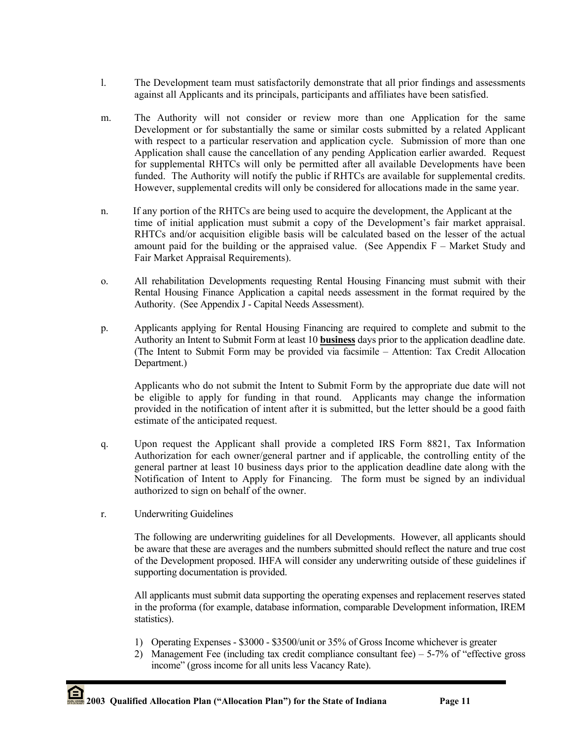l. The Development team must satisfactorily demonstrate that all prior findings and assessments against all Applicants and its principals, participants and affiliates have been satisfied.

m. The Authority will not consider or review more than one Application for the same Development or for substantially the same or similar costs submitted by a related Applicant with respect to a particular reservation and application cycle. Submission of more than one Application shall cause the cancellation of any pending Application earlier awarded. Request for supplemental RHTCs will only be permitted after all available Developments have been funded. The Authority will notify the public if RHTCs are available for supplemental credits. However, supplemental credits will only be considered for allocations made in the same year.

n. If any portion of the RHTCs are being used to acquire the development, the Applicant at the time of initial application must submit a copy of the Development's fair market appraisal. RHTCs and/or acquisition eligible basis will be calculated based on the lesser of the actual amount paid for the building or the appraised value. (See Appendix F – Market Study and Fair Market Appraisal Requirements).

o. All rehabilitation Developments requesting Rental Housing Financing must submit with their Rental Housing Finance Application a capital needs assessment in the format required by the Authority. (See Appendix J - Capital Needs Assessment).

p. Applicants applying for Rental Housing Financing are required to complete and submit to the Authority an Intent to Submit Form at least 10 **business** days prior to the application deadline date. (The Intent to Submit Form may be provided via facsimile – Attention: Tax Credit Allocation Department.)

   Applicants who do not submit the Intent to Submit Form by the appropriate due date will not be eligible to apply for funding in that round. Applicants may change the information provided in the notification of intent after it is submitted, but the letter should be a good faith estimate of the anticipated request.

q. Upon request the Applicant shall provide a completed IRS Form 8821, Tax Information Authorization for each owner/general partner and if applicable, the controlling entity of the general partner at least 10 business days prior to the application deadline date along with the Notification of Intent to Apply for Financing. The form must be signed by an individual authorized to sign on behalf of the owner.

r. Underwriting Guidelines

   The following are underwriting guidelines for all Developments. However, all applicants should be aware that these are averages and the numbers submitted should reflect the nature and true cost of the Development proposed. IHFA will consider any underwriting outside of these guidelines if supporting documentation is provided.

   All applicants must submit data supporting the operating expenses and replacement reserves stated in the proforma (for example, database information, comparable Development information, IREM statistics).

   1) Operating Expenses - $3000 - $3500/unit or 35% of Gross Income whichever is greater
   2) Management Fee (including tax credit compliance consultant fee) – 5-7% of "effective gross income" (gross income for all units less Vacancy Rate).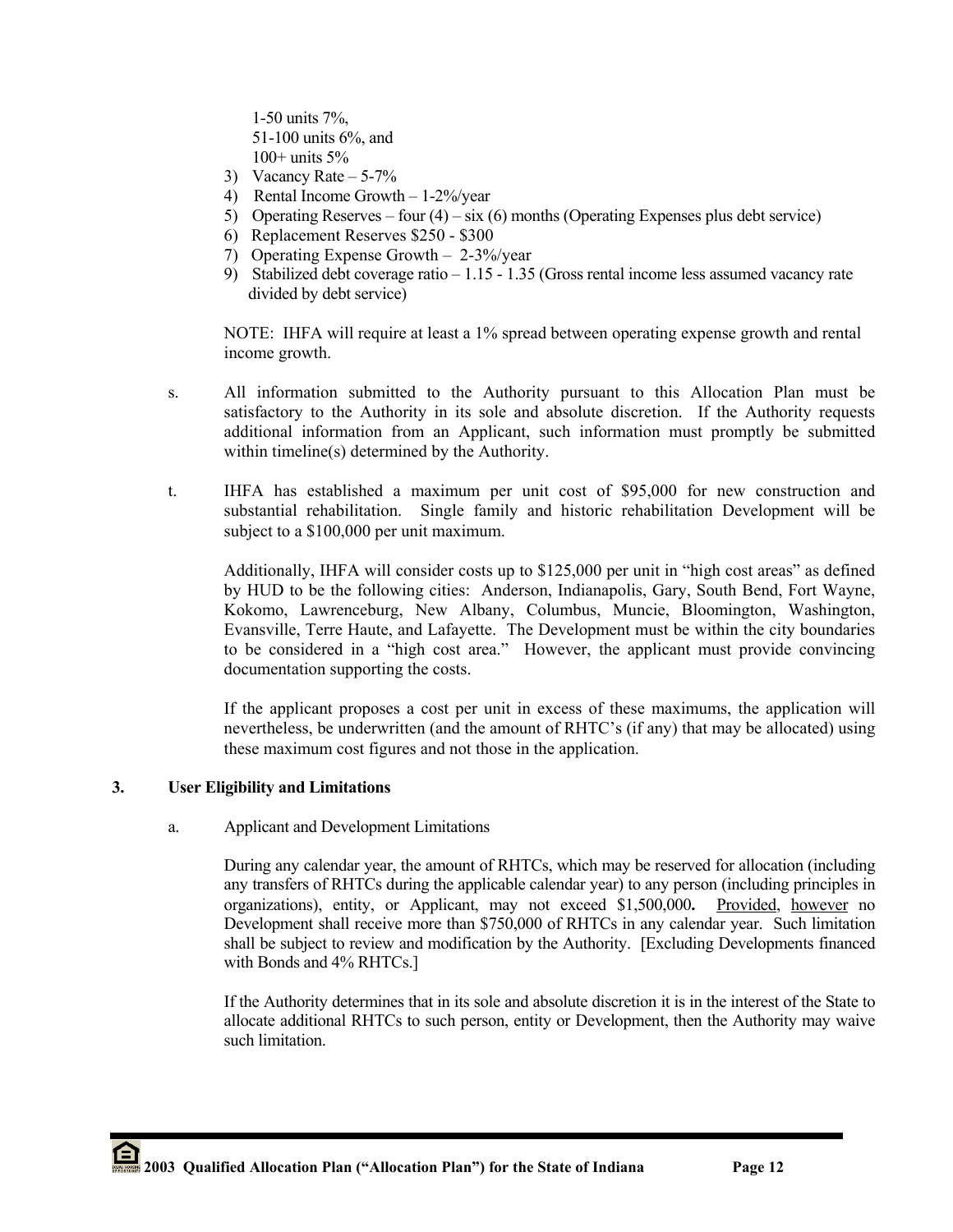1-50 units 7%,
51-100 units 6%, and
100+ units 5%

3) Vacancy Rate – 5-7%
4) Rental Income Growth – 1-2%/year
5) Operating Reserves – four (4) – six (6) months (Operating Expenses plus debt service)
6) Replacement Reserves $250 - $300
7) Operating Expense Growth – 2-3%/year
9) Stabilized debt coverage ratio – 1.15 - 1.35 (Gross rental income less assumed vacancy rate divided by debt service)

NOTE: IHFA will require at least a 1% spread between operating expense growth and rental income growth.

s. All information submitted to the Authority pursuant to this Allocation Plan must be satisfactory to the Authority in its sole and absolute discretion. If the Authority requests additional information from an Applicant, such information must promptly be submitted within timeline(s) determined by the Authority.

t. IHFA has established a maximum per unit cost of $95,000 for new construction and substantial rehabilitation. Single family and historic rehabilitation Development will be subject to a $100,000 per unit maximum.

Additionally, IHFA will consider costs up to $125,000 per unit in "high cost areas" as defined by HUD to be the following cities: Anderson, Indianapolis, Gary, South Bend, Fort Wayne, Kokomo, Lawrenceburg, New Albany, Columbus, Muncie, Bloomington, Washington, Evansville, Terre Haute, and Lafayette. The Development must be within the city boundaries to be considered in a "high cost area." However, the applicant must provide convincing documentation supporting the costs.

If the applicant proposes a cost per unit in excess of these maximums, the application will nevertheless, be underwritten (and the amount of RHTC's (if any) that may be allocated) using these maximum cost figures and not those in the application.

## 3. User Eligibility and Limitations

a. Applicant and Development Limitations

During any calendar year, the amount of RHTCs, which may be reserved for allocation (including any transfers of RHTCs during the applicable calendar year) to any person (including principles in organizations), entity, or Applicant, may not exceed $1,500,000**.** Provided, however no Development shall receive more than $750,000 of RHTCs in any calendar year. Such limitation shall be subject to review and modification by the Authority. [Excluding Developments financed with Bonds and 4% RHTCs.]

If the Authority determines that in its sole and absolute discretion it is in the interest of the State to allocate additional RHTCs to such person, entity or Development, then the Authority may waive such limitation.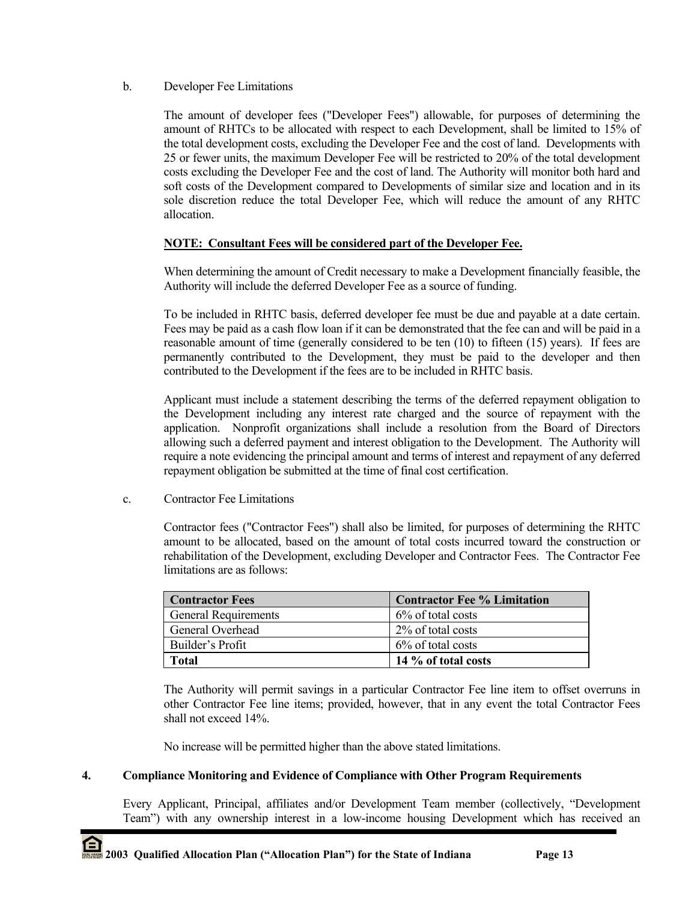b. Developer Fee Limitations

The amount of developer fees ("Developer Fees") allowable, for purposes of determining the amount of RHTCs to be allocated with respect to each Development, shall be limited to 15% of the total development costs, excluding the Developer Fee and the cost of land. Developments with 25 or fewer units, the maximum Developer Fee will be restricted to 20% of the total development costs excluding the Developer Fee and the cost of land. The Authority will monitor both hard and soft costs of the Development compared to Developments of similar size and location and in its sole discretion reduce the total Developer Fee, which will reduce the amount of any RHTC allocation.

**NOTE: Consultant Fees will be considered part of the Developer Fee.**

When determining the amount of Credit necessary to make a Development financially feasible, the Authority will include the deferred Developer Fee as a source of funding.

To be included in RHTC basis, deferred developer fee must be due and payable at a date certain. Fees may be paid as a cash flow loan if it can be demonstrated that the fee can and will be paid in a reasonable amount of time (generally considered to be ten (10) to fifteen (15) years). If fees are permanently contributed to the Development, they must be paid to the developer and then contributed to the Development if the fees are to be included in RHTC basis.

Applicant must include a statement describing the terms of the deferred repayment obligation to the Development including any interest rate charged and the source of repayment with the application. Nonprofit organizations shall include a resolution from the Board of Directors allowing such a deferred payment and interest obligation to the Development. The Authority will require a note evidencing the principal amount and terms of interest and repayment of any deferred repayment obligation be submitted at the time of final cost certification.

c. Contractor Fee Limitations

Contractor fees ("Contractor Fees") shall also be limited, for purposes of determining the RHTC amount to be allocated, based on the amount of total costs incurred toward the construction or rehabilitation of the Development, excluding Developer and Contractor Fees. The Contractor Fee limitations are as follows:

| Contractor Fees | Contractor Fee % Limitation |
|---|---|
| General Requirements | 6% of total costs |
| General Overhead | 2% of total costs |
| Builder's Profit | 6% of total costs |
| **Total** | **14 % of total costs** |

The Authority will permit savings in a particular Contractor Fee line item to offset overruns in other Contractor Fee line items; provided, however, that in any event the total Contractor Fees shall not exceed 14%.

No increase will be permitted higher than the above stated limitations.

## 4. Compliance Monitoring and Evidence of Compliance with Other Program Requirements

Every Applicant, Principal, affiliates and/or Development Team member (collectively, "Development Team") with any ownership interest in a low-income housing Development which has received an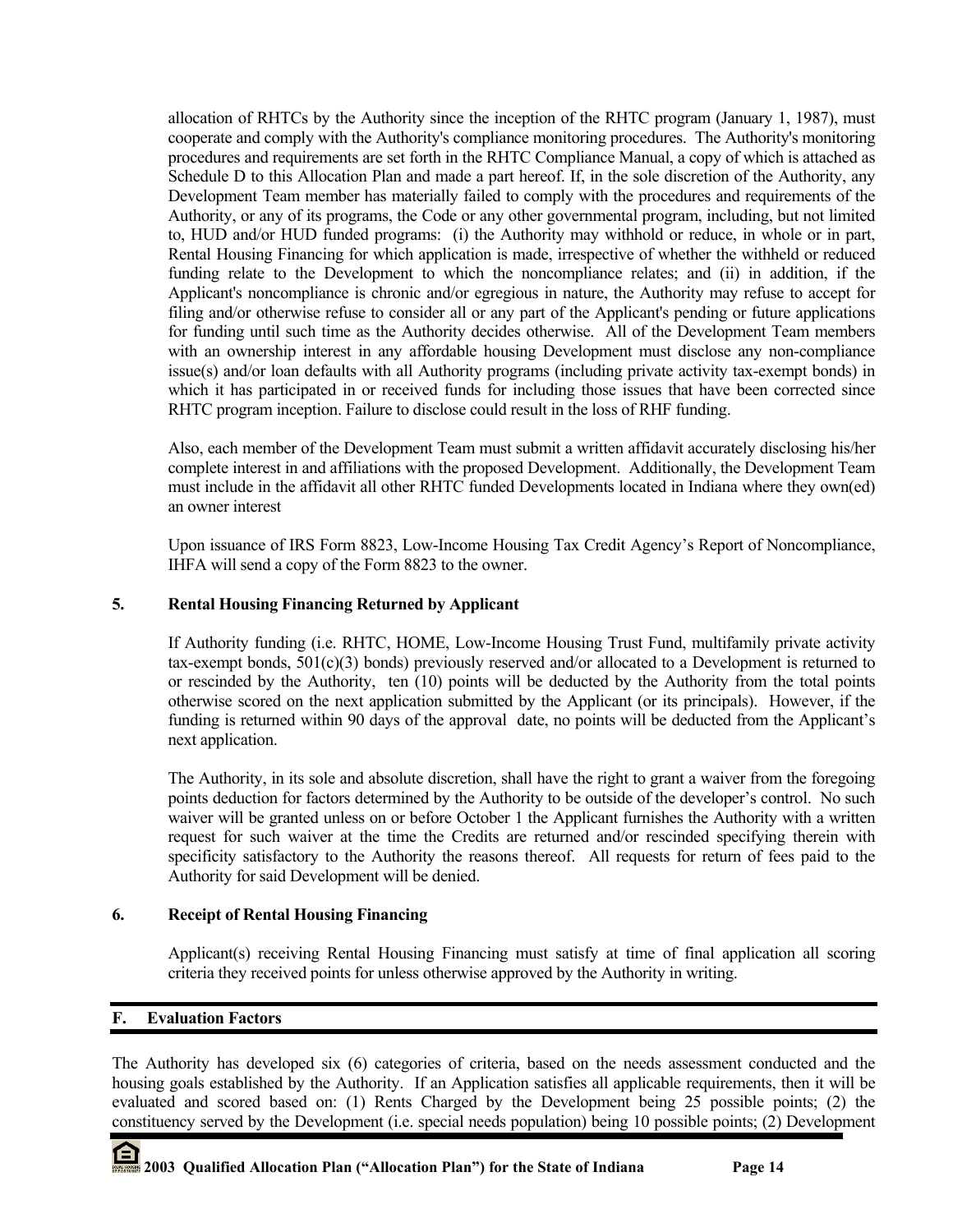allocation of RHTCs by the Authority since the inception of the RHTC program (January 1, 1987), must cooperate and comply with the Authority's compliance monitoring procedures. The Authority's monitoring procedures and requirements are set forth in the RHTC Compliance Manual, a copy of which is attached as Schedule D to this Allocation Plan and made a part hereof. If, in the sole discretion of the Authority, any Development Team member has materially failed to comply with the procedures and requirements of the Authority, or any of its programs, the Code or any other governmental program, including, but not limited to, HUD and/or HUD funded programs: (i) the Authority may withhold or reduce, in whole or in part, Rental Housing Financing for which application is made, irrespective of whether the withheld or reduced funding relate to the Development to which the noncompliance relates; and (ii) in addition, if the Applicant's noncompliance is chronic and/or egregious in nature, the Authority may refuse to accept for filing and/or otherwise refuse to consider all or any part of the Applicant's pending or future applications for funding until such time as the Authority decides otherwise. All of the Development Team members with an ownership interest in any affordable housing Development must disclose any non-compliance issue(s) and/or loan defaults with all Authority programs (including private activity tax-exempt bonds) in which it has participated in or received funds for including those issues that have been corrected since RHTC program inception. Failure to disclose could result in the loss of RHF funding.

Also, each member of the Development Team must submit a written affidavit accurately disclosing his/her complete interest in and affiliations with the proposed Development. Additionally, the Development Team must include in the affidavit all other RHTC funded Developments located in Indiana where they own(ed) an owner interest

Upon issuance of IRS Form 8823, Low-Income Housing Tax Credit Agency's Report of Noncompliance, IHFA will send a copy of the Form 8823 to the owner.

### 5. Rental Housing Financing Returned by Applicant

If Authority funding (i.e. RHTC, HOME, Low-Income Housing Trust Fund, multifamily private activity tax-exempt bonds, 501(c)(3) bonds) previously reserved and/or allocated to a Development is returned to or rescinded by the Authority, ten (10) points will be deducted by the Authority from the total points otherwise scored on the next application submitted by the Applicant (or its principals). However, if the funding is returned within 90 days of the approval date, no points will be deducted from the Applicant's next application.

The Authority, in its sole and absolute discretion, shall have the right to grant a waiver from the foregoing points deduction for factors determined by the Authority to be outside of the developer's control. No such waiver will be granted unless on or before October 1 the Applicant furnishes the Authority with a written request for such waiver at the time the Credits are returned and/or rescinded specifying therein with specificity satisfactory to the Authority the reasons thereof. All requests for return of fees paid to the Authority for said Development will be denied.

### 6. Receipt of Rental Housing Financing

Applicant(s) receiving Rental Housing Financing must satisfy at time of final application all scoring criteria they received points for unless otherwise approved by the Authority in writing.

## F. Evaluation Factors

The Authority has developed six (6) categories of criteria, based on the needs assessment conducted and the housing goals established by the Authority. If an Application satisfies all applicable requirements, then it will be evaluated and scored based on: (1) Rents Charged by the Development being 25 possible points; (2) the constituency served by the Development (i.e. special needs population) being 10 possible points; (2) Development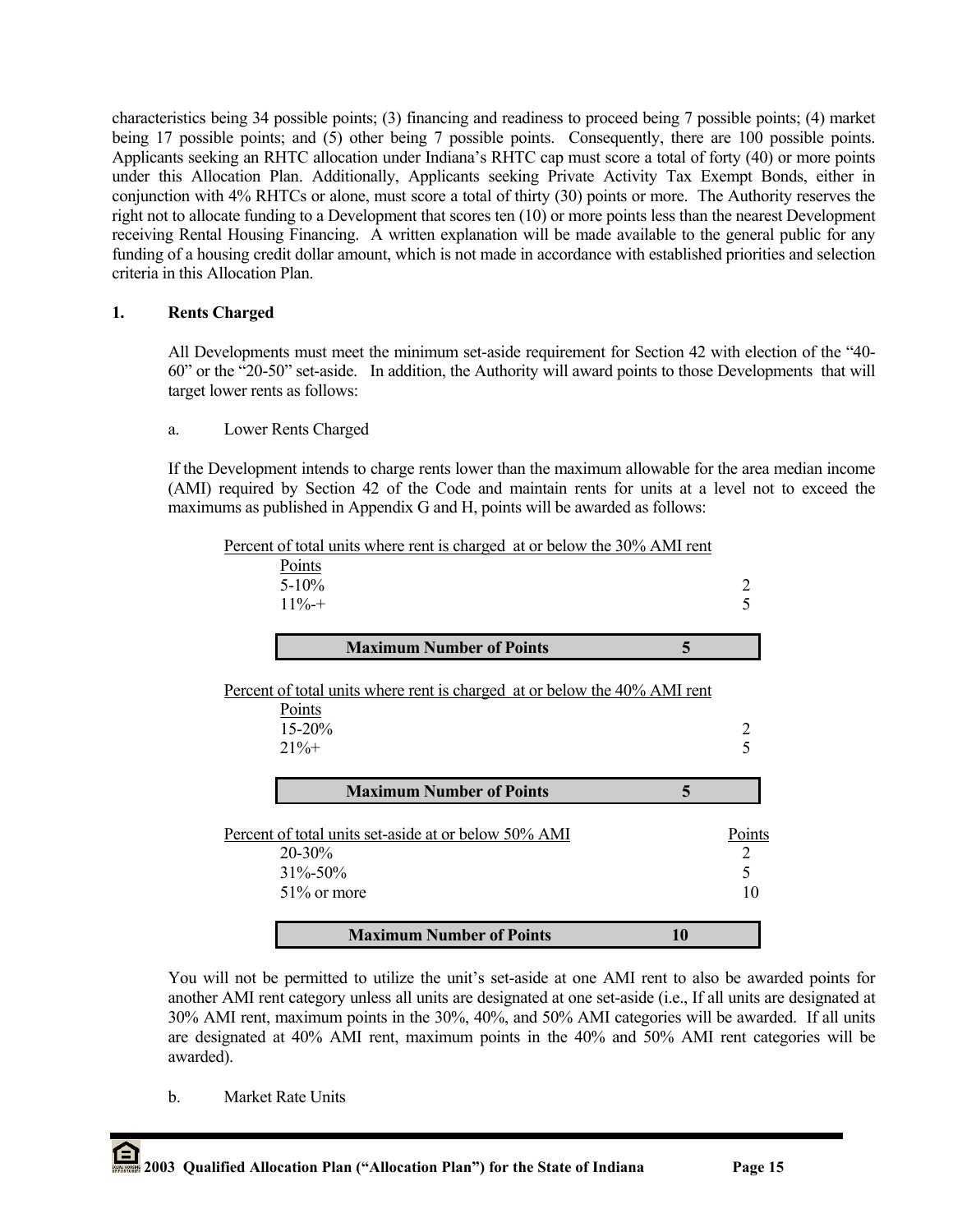characteristics being 34 possible points; (3) financing and readiness to proceed being 7 possible points; (4) market being 17 possible points; and (5) other being 7 possible points. Consequently, there are 100 possible points. Applicants seeking an RHTC allocation under Indiana's RHTC cap must score a total of forty (40) or more points under this Allocation Plan. Additionally, Applicants seeking Private Activity Tax Exempt Bonds, either in conjunction with 4% RHTCs or alone, must score a total of thirty (30) points or more. The Authority reserves the right not to allocate funding to a Development that scores ten (10) or more points less than the nearest Development receiving Rental Housing Financing. A written explanation will be made available to the general public for any funding of a housing credit dollar amount, which is not made in accordance with established priorities and selection criteria in this Allocation Plan.

## 1. Rents Charged

All Developments must meet the minimum set-aside requirement for Section 42 with election of the "40-60" or the "20-50" set-aside. In addition, the Authority will award points to those Developments that will target lower rents as follows:

a. Lower Rents Charged

If the Development intends to charge rents lower than the maximum allowable for the area median income (AMI) required by Section 42 of the Code and maintain rents for units at a level not to exceed the maximums as published in Appendix G and H, points will be awarded as follows:

| Percent of total units where rent is charged at or below the 30% AMI rent | Points |
|---|---|
| 5-10% | 2 |
| 11%-+ | 5 |
| **Maximum Number of Points** | **5** |

| Percent of total units where rent is charged at or below the 40% AMI rent | Points |
|---|---|
| 15-20% | 2 |
| 21%+ | 5 |
| **Maximum Number of Points** | **5** |

| Percent of total units set-aside at or below 50% AMI | Points |
|---|---|
| 20-30% | 2 |
| 31%-50% | 5 |
| 51% or more | 10 |
| **Maximum Number of Points** | **10** |

You will not be permitted to utilize the unit's set-aside at one AMI rent to also be awarded points for another AMI rent category unless all units are designated at one set-aside (i.e., If all units are designated at 30% AMI rent, maximum points in the 30%, 40%, and 50% AMI categories will be awarded. If all units are designated at 40% AMI rent, maximum points in the 40% and 50% AMI rent categories will be awarded).

b. Market Rate Units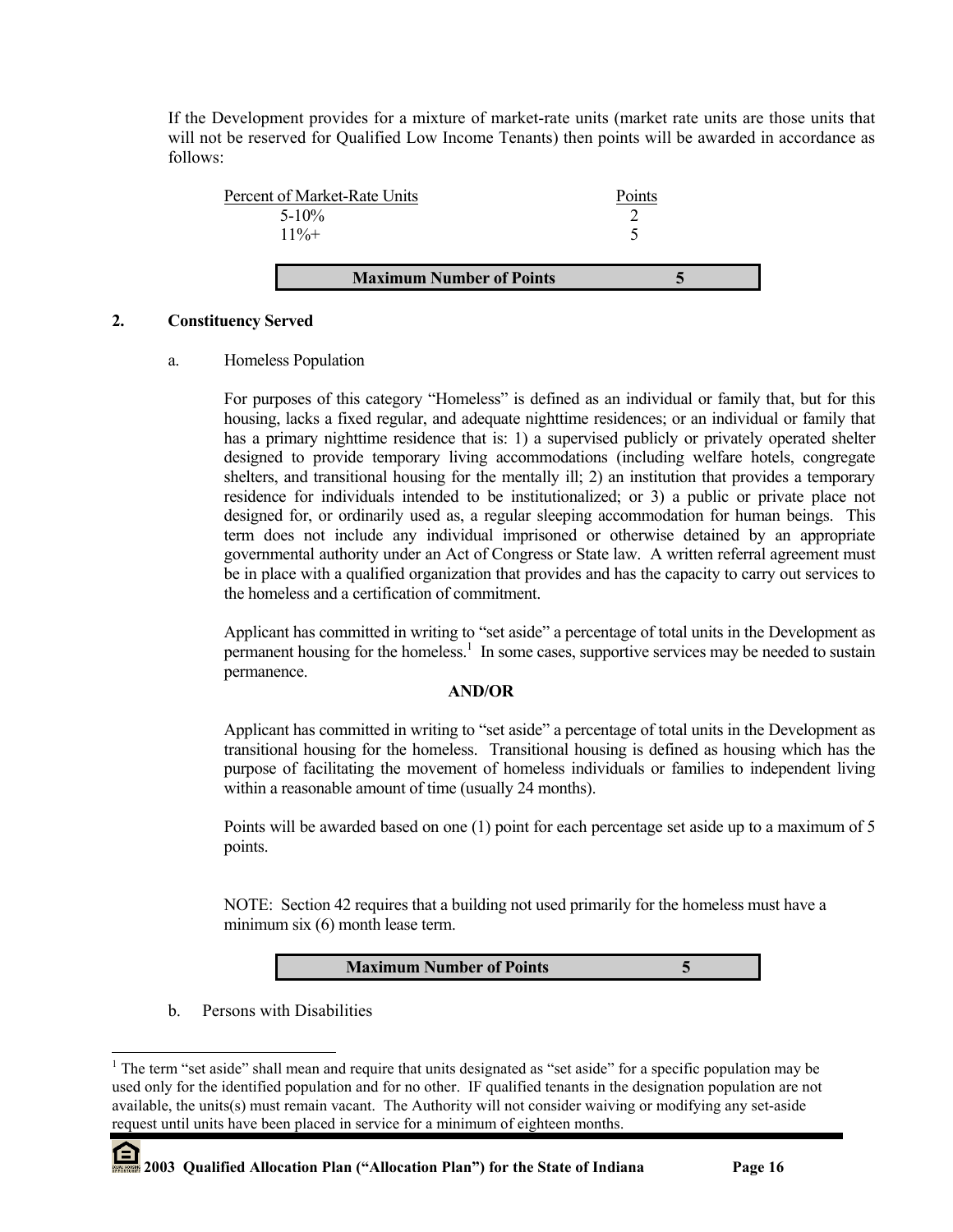If the Development provides for a mixture of market-rate units (market rate units are those units that will not be reserved for Qualified Low Income Tenants) then points will be awarded in accordance as follows:

| Percent of Market-Rate Units | Points |
|---|---|
| 5-10% | 2 |
| 11%+ | 5 |

| **Maximum Number of Points** | **5** |
|---|---|

**2. Constituency Served**

a. Homeless Population

For purposes of this category "Homeless" is defined as an individual or family that, but for this housing, lacks a fixed regular, and adequate nighttime residences; or an individual or family that has a primary nighttime residence that is: 1) a supervised publicly or privately operated shelter designed to provide temporary living accommodations (including welfare hotels, congregate shelters, and transitional housing for the mentally ill; 2) an institution that provides a temporary residence for individuals intended to be institutionalized; or 3) a public or private place not designed for, or ordinarily used as, a regular sleeping accommodation for human beings. This term does not include any individual imprisoned or otherwise detained by an appropriate governmental authority under an Act of Congress or State law. A written referral agreement must be in place with a qualified organization that provides and has the capacity to carry out services to the homeless and a certification of commitment.

Applicant has committed in writing to "set aside" a percentage of total units in the Development as permanent housing for the homeless.[1] In some cases, supportive services may be needed to sustain permanence.

**AND/OR**

Applicant has committed in writing to "set aside" a percentage of total units in the Development as transitional housing for the homeless. Transitional housing is defined as housing which has the purpose of facilitating the movement of homeless individuals or families to independent living within a reasonable amount of time (usually 24 months).

Points will be awarded based on one (1) point for each percentage set aside up to a maximum of 5 points.

NOTE: Section 42 requires that a building not used primarily for the homeless must have a minimum six (6) month lease term.

| **Maximum Number of Points** | **5** |
|---|---|

b. Persons with Disabilities

[1] The term "set aside" shall mean and require that units designated as "set aside" for a specific population may be used only for the identified population and for no other. IF qualified tenants in the designation population are not available, the units(s) must remain vacant. The Authority will not consider waiving or modifying any set-aside request until units have been placed in service for a minimum of eighteen months.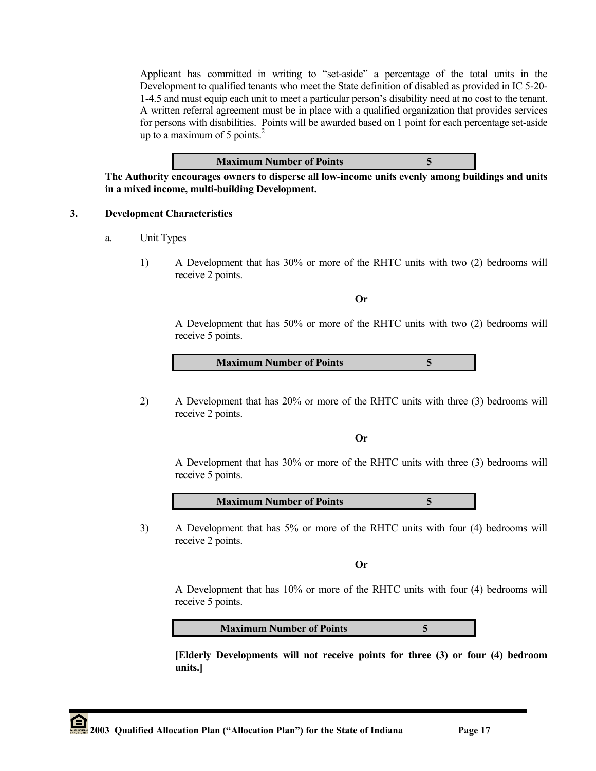Applicant has committed in writing to "set-aside" a percentage of the total units in the Development to qualified tenants who meet the State definition of disabled as provided in IC 5-20-1-4.5 and must equip each unit to meet a particular person's disability need at no cost to the tenant. A written referral agreement must be in place with a qualified organization that provides services for persons with disabilities. Points will be awarded based on 1 point for each percentage set-aside up to a maximum of 5 points.[2]

| **Maximum Number of Points** | **5** |
|---|---|

**The Authority encourages owners to disperse all low-income units evenly among buildings and units in a mixed income, multi-building Development.**

**3. Development Characteristics**

a. Unit Types

1) A Development that has 30% or more of the RHTC units with two (2) bedrooms will receive 2 points.

**Or**

A Development that has 50% or more of the RHTC units with two (2) bedrooms will receive 5 points.

| **Maximum Number of Points** | **5** |
|---|---|

2) A Development that has 20% or more of the RHTC units with three (3) bedrooms will receive 2 points.

**Or**

A Development that has 30% or more of the RHTC units with three (3) bedrooms will receive 5 points.

| **Maximum Number of Points** | **5** |
|---|---|

3) A Development that has 5% or more of the RHTC units with four (4) bedrooms will receive 2 points.

**Or**

A Development that has 10% or more of the RHTC units with four (4) bedrooms will receive 5 points.

| **Maximum Number of Points** | **5** |
|---|---|

**[Elderly Developments will not receive points for three (3) or four (4) bedroom units.]**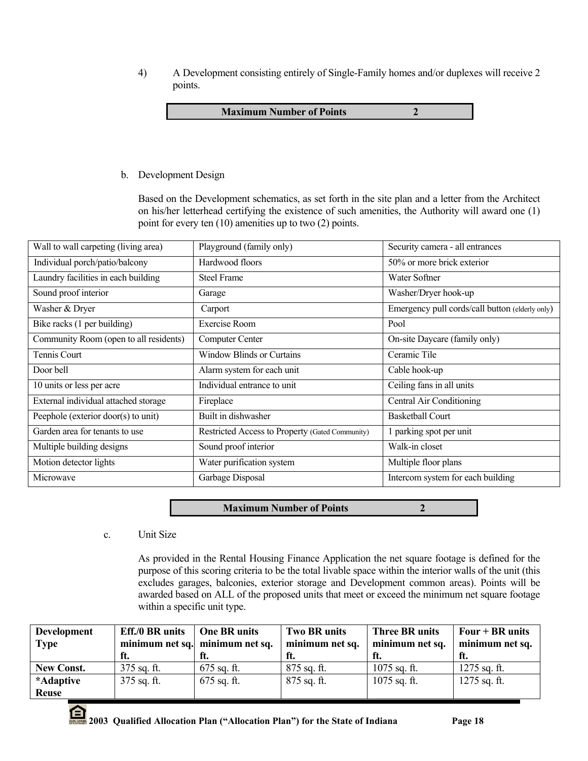4) A Development consisting entirely of Single-Family homes and/or duplexes will receive 2 points.

| **Maximum Number of Points** | **2** |
|---|---|

b. Development Design

Based on the Development schematics, as set forth in the site plan and a letter from the Architect on his/her letterhead certifying the existence of such amenities, the Authority will award one (1) point for every ten (10) amenities up to two (2) points.

| | | |
|---|---|---|
| Wall to wall carpeting (living area) | Playground (family only) | Security camera - all entrances |
| Individual porch/patio/balcony | Hardwood floors | 50% or more brick exterior |
| Laundry facilities in each building | Steel Frame | Water Softner |
| Sound proof interior | Garage | Washer/Dryer hook-up |
| Washer & Dryer | Carport | Emergency pull cords/call button (elderly only) |
| Bike racks (1 per building) | Exercise Room | Pool |
| Community Room (open to all residents) | Computer Center | On-site Daycare (family only) |
| Tennis Court | Window Blinds or Curtains | Ceramic Tile |
| Door bell | Alarm system for each unit | Cable hook-up |
| 10 units or less per acre | Individual entrance to unit | Ceiling fans in all units |
| External individual attached storage | Fireplace | Central Air Conditioning |
| Peephole (exterior door(s) to unit) | Built in dishwasher | Basketball Court |
| Garden area for tenants to use | Restricted Access to Property (Gated Community) | 1 parking spot per unit |
| Multiple building designs | Sound proof interior | Walk-in closet |
| Motion detector lights | Water purification system | Multiple floor plans |
| Microwave | Garbage Disposal | Intercom system for each building |

| **Maximum Number of Points** | **2** |
|---|---|

c. Unit Size

As provided in the Rental Housing Finance Application the net square footage is defined for the purpose of this scoring criteria to be the total livable space within the interior walls of the unit (this excludes garages, balconies, exterior storage and Development common areas). Points will be awarded based on ALL of the proposed units that meet or exceed the minimum net square footage within a specific unit type.

| **Development Type** | **Eff./0 BR units minimum net sq. ft.** | **One BR units minimum net sq. ft.** | **Two BR units minimum net sq. ft.** | **Three BR units minimum net sq. ft.** | **Four + BR units minimum net sq. ft.** |
|---|---|---|---|---|---|
| **New Const.** | 375 sq. ft. | 675 sq. ft. | 875 sq. ft. | 1075 sq. ft. | 1275 sq. ft. |
| ***Adaptive Reuse** | 375 sq. ft. | 675 sq. ft. | 875 sq. ft. | 1075 sq. ft. | 1275 sq. ft. |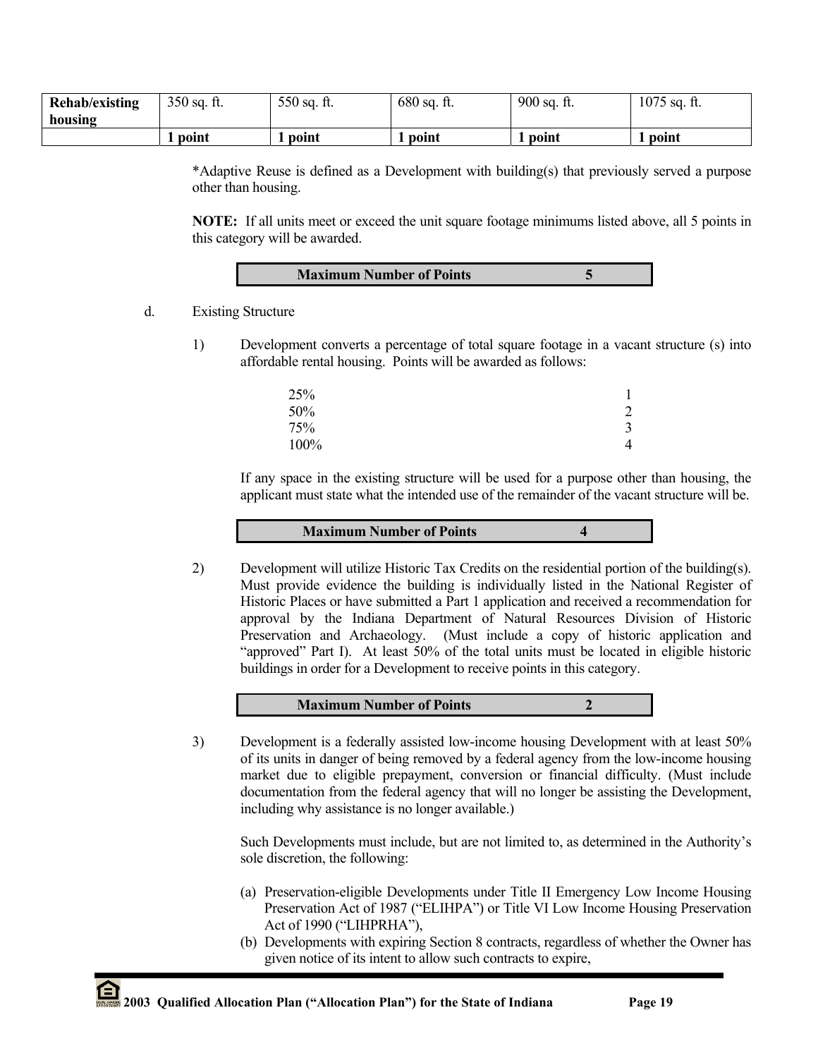| Rehab/existing housing | 350 sq. ft. | 550 sq. ft. | 680 sq. ft. | 900 sq. ft. | 1075 sq. ft. |
|---|---|---|---|---|---|
| | **1 point** | **1 point** | **1 point** | **1 point** | **1 point** |

*Adaptive Reuse is defined as a Development with building(s) that previously served a purpose other than housing.

**NOTE:** If all units meet or exceed the unit square footage minimums listed above, all 5 points in this category will be awarded.

| **Maximum Number of Points** | **5** |
|---|---|

d. Existing Structure

1) Development converts a percentage of total square footage in a vacant structure (s) into affordable rental housing. Points will be awarded as follows:

| | |
|---|---|
| 25% | 1 |
| 50% | 2 |
| 75% | 3 |
| 100% | 4 |

If any space in the existing structure will be used for a purpose other than housing, the applicant must state what the intended use of the remainder of the vacant structure will be.

| **Maximum Number of Points** | **4** |
|---|---|

2) Development will utilize Historic Tax Credits on the residential portion of the building(s). Must provide evidence the building is individually listed in the National Register of Historic Places or have submitted a Part 1 application and received a recommendation for approval by the Indiana Department of Natural Resources Division of Historic Preservation and Archaeology. (Must include a copy of historic application and "approved" Part I). At least 50% of the total units must be located in eligible historic buildings in order for a Development to receive points in this category.

| **Maximum Number of Points** | **2** |
|---|---|

3) Development is a federally assisted low-income housing Development with at least 50% of its units in danger of being removed by a federal agency from the low-income housing market due to eligible prepayment, conversion or financial difficulty. (Must include documentation from the federal agency that will no longer be assisting the Development, including why assistance is no longer available.)

Such Developments must include, but are not limited to, as determined in the Authority's sole discretion, the following:

(a) Preservation-eligible Developments under Title II Emergency Low Income Housing Preservation Act of 1987 ("ELIHPA") or Title VI Low Income Housing Preservation Act of 1990 ("LIHPRHA"),

(b) Developments with expiring Section 8 contracts, regardless of whether the Owner has given notice of its intent to allow such contracts to expire,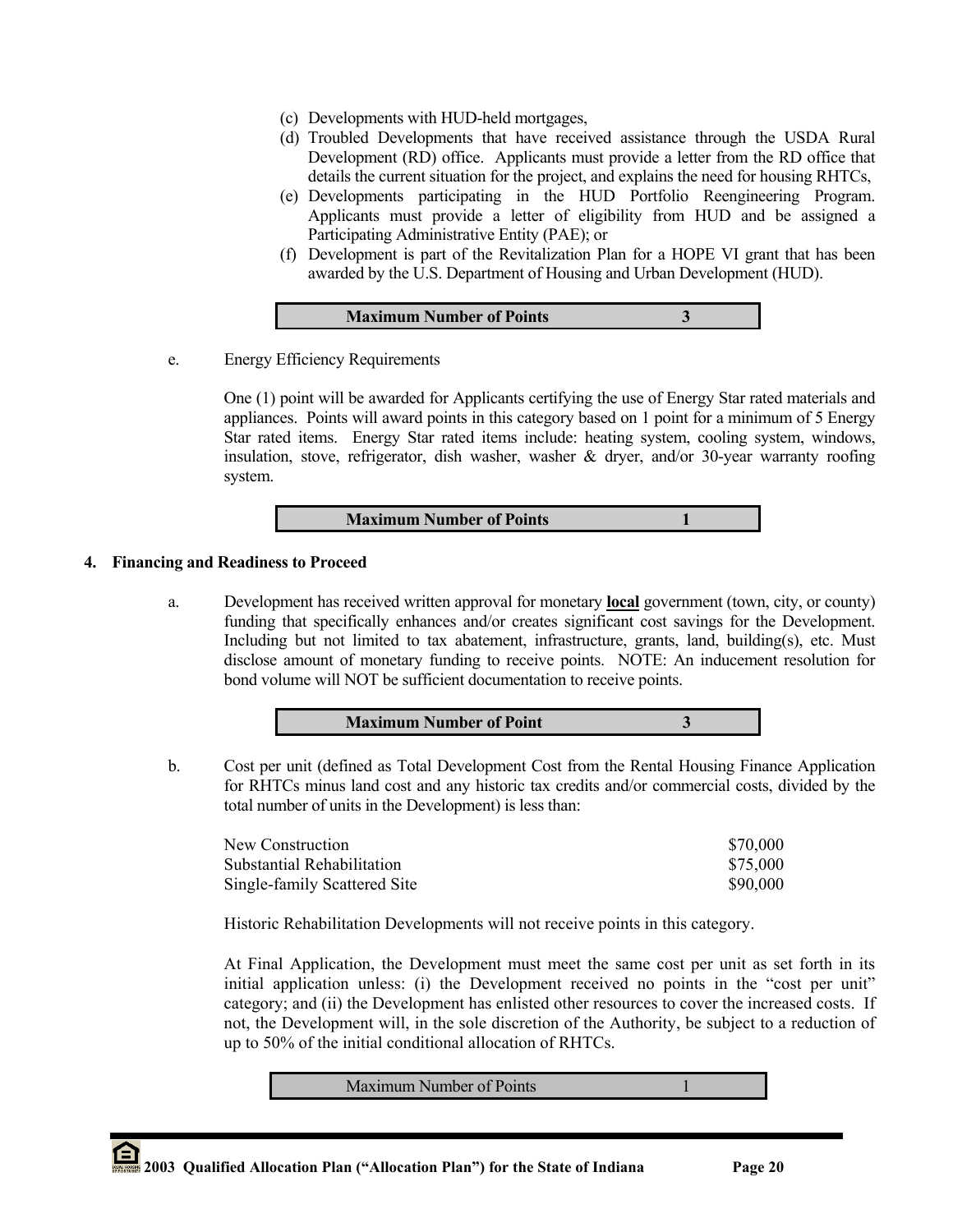(c) Developments with HUD-held mortgages,
(d) Troubled Developments that have received assistance through the USDA Rural Development (RD) office. Applicants must provide a letter from the RD office that details the current situation for the project, and explains the need for housing RHTCs,
(e) Developments participating in the HUD Portfolio Reengineering Program. Applicants must provide a letter of eligibility from HUD and be assigned a Participating Administrative Entity (PAE); or
(f) Development is part of the Revitalization Plan for a HOPE VI grant that has been awarded by the U.S. Department of Housing and Urban Development (HUD).

| **Maximum Number of Points** | **3** |
|---|---|

e. Energy Efficiency Requirements

One (1) point will be awarded for Applicants certifying the use of Energy Star rated materials and appliances. Points will award points in this category based on 1 point for a minimum of 5 Energy Star rated items. Energy Star rated items include: heating system, cooling system, windows, insulation, stove, refrigerator, dish washer, washer & dryer, and/or 30-year warranty roofing system.

| **Maximum Number of Points** | **1** |
|---|---|

## 4. Financing and Readiness to Proceed

a. Development has received written approval for monetary **local** government (town, city, or county) funding that specifically enhances and/or creates significant cost savings for the Development. Including but not limited to tax abatement, infrastructure, grants, land, building(s), etc. Must disclose amount of monetary funding to receive points. NOTE: An inducement resolution for bond volume will NOT be sufficient documentation to receive points.

| **Maximum Number of Point** | **3** |
|---|---|

b. Cost per unit (defined as Total Development Cost from the Rental Housing Finance Application for RHTCs minus land cost and any historic tax credits and/or commercial costs, divided by the total number of units in the Development) is less than:

| | |
|---|---|
| New Construction | $70,000 |
| Substantial Rehabilitation | $75,000 |
| Single-family Scattered Site | $90,000 |

Historic Rehabilitation Developments will not receive points in this category.

At Final Application, the Development must meet the same cost per unit as set forth in its initial application unless: (i) the Development received no points in the "cost per unit" category; and (ii) the Development has enlisted other resources to cover the increased costs. If not, the Development will, in the sole discretion of the Authority, be subject to a reduction of up to 50% of the initial conditional allocation of RHTCs.

| Maximum Number of Points | 1 |
|---|---|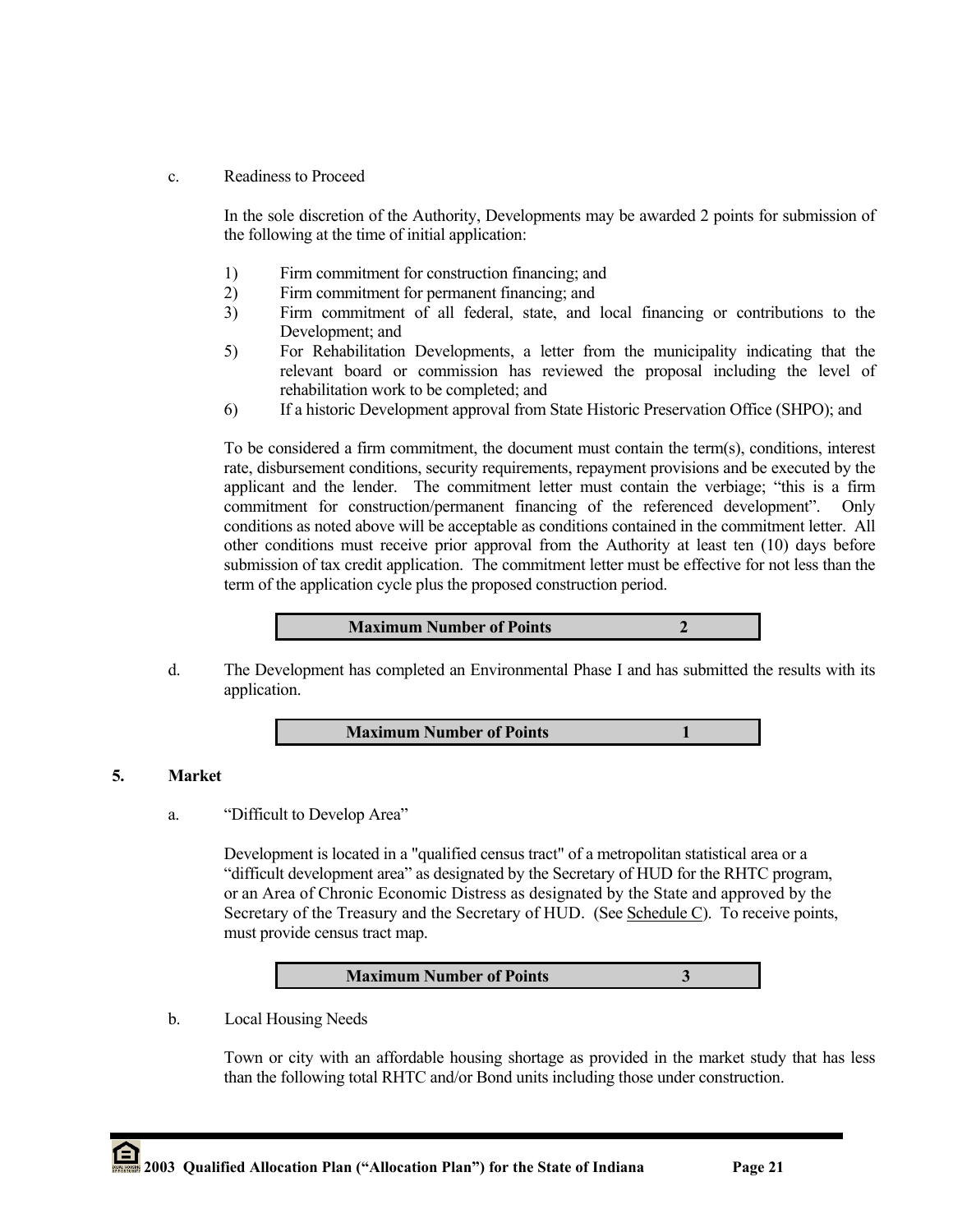c. Readiness to Proceed

In the sole discretion of the Authority, Developments may be awarded 2 points for submission of the following at the time of initial application:

1) Firm commitment for construction financing; and
2) Firm commitment for permanent financing; and
3) Firm commitment of all federal, state, and local financing or contributions to the Development; and
5) For Rehabilitation Developments, a letter from the municipality indicating that the relevant board or commission has reviewed the proposal including the level of rehabilitation work to be completed; and
6) If a historic Development approval from State Historic Preservation Office (SHPO); and

To be considered a firm commitment, the document must contain the term(s), conditions, interest rate, disbursement conditions, security requirements, repayment provisions and be executed by the applicant and the lender. The commitment letter must contain the verbiage; "this is a firm commitment for construction/permanent financing of the referenced development". Only conditions as noted above will be acceptable as conditions contained in the commitment letter. All other conditions must receive prior approval from the Authority at least ten (10) days before submission of tax credit application. The commitment letter must be effective for not less than the term of the application cycle plus the proposed construction period.

| **Maximum Number of Points** | **2** |
|---|---|

d. The Development has completed an Environmental Phase I and has submitted the results with its application.

| **Maximum Number of Points** | **1** |
|---|---|

**5. Market**

a. "Difficult to Develop Area"

Development is located in a "qualified census tract" of a metropolitan statistical area or a "difficult development area" as designated by the Secretary of HUD for the RHTC program, or an Area of Chronic Economic Distress as designated by the State and approved by the Secretary of the Treasury and the Secretary of HUD. (See Schedule C). To receive points, must provide census tract map.

| **Maximum Number of Points** | **3** |
|---|---|

b. Local Housing Needs

Town or city with an affordable housing shortage as provided in the market study that has less than the following total RHTC and/or Bond units including those under construction.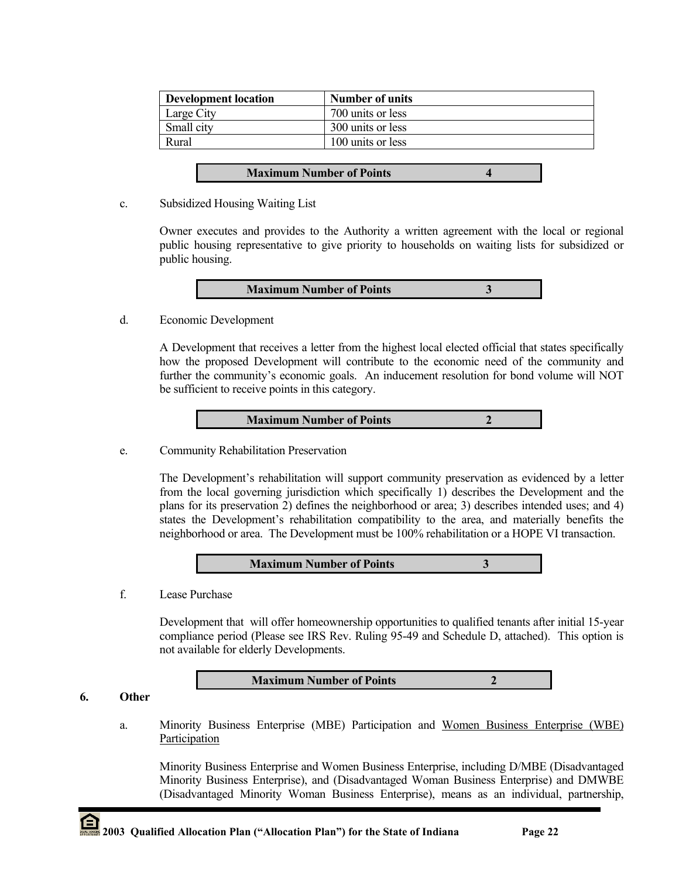| Development location | Number of units |
| --- | --- |
| Large City | 700 units or less |
| Small city | 300 units or less |
| Rural | 100 units or less |

**Maximum Number of Points 4**

c. Subsidized Housing Waiting List

Owner executes and provides to the Authority a written agreement with the local or regional public housing representative to give priority to households on waiting lists for subsidized or public housing.

**Maximum Number of Points 3**

d. Economic Development

A Development that receives a letter from the highest local elected official that states specifically how the proposed Development will contribute to the economic need of the community and further the community's economic goals. An inducement resolution for bond volume will NOT be sufficient to receive points in this category.

**Maximum Number of Points 2**

e. Community Rehabilitation Preservation

The Development's rehabilitation will support community preservation as evidenced by a letter from the local governing jurisdiction which specifically 1) describes the Development and the plans for its preservation 2) defines the neighborhood or area; 3) describes intended uses; and 4) states the Development's rehabilitation compatibility to the area, and materially benefits the neighborhood or area. The Development must be 100% rehabilitation or a HOPE VI transaction.

**Maximum Number of Points 3**

f. Lease Purchase

Development that will offer homeownership opportunities to qualified tenants after initial 15-year compliance period (Please see IRS Rev. Ruling 95-49 and Schedule D, attached). This option is not available for elderly Developments.

**Maximum Number of Points 2**

**6. Other**

a. Minority Business Enterprise (MBE) Participation and Women Business Enterprise (WBE) Participation

Minority Business Enterprise and Women Business Enterprise, including D/MBE (Disadvantaged Minority Business Enterprise), and (Disadvantaged Woman Business Enterprise) and DMWBE (Disadvantaged Minority Woman Business Enterprise), means as an individual, partnership,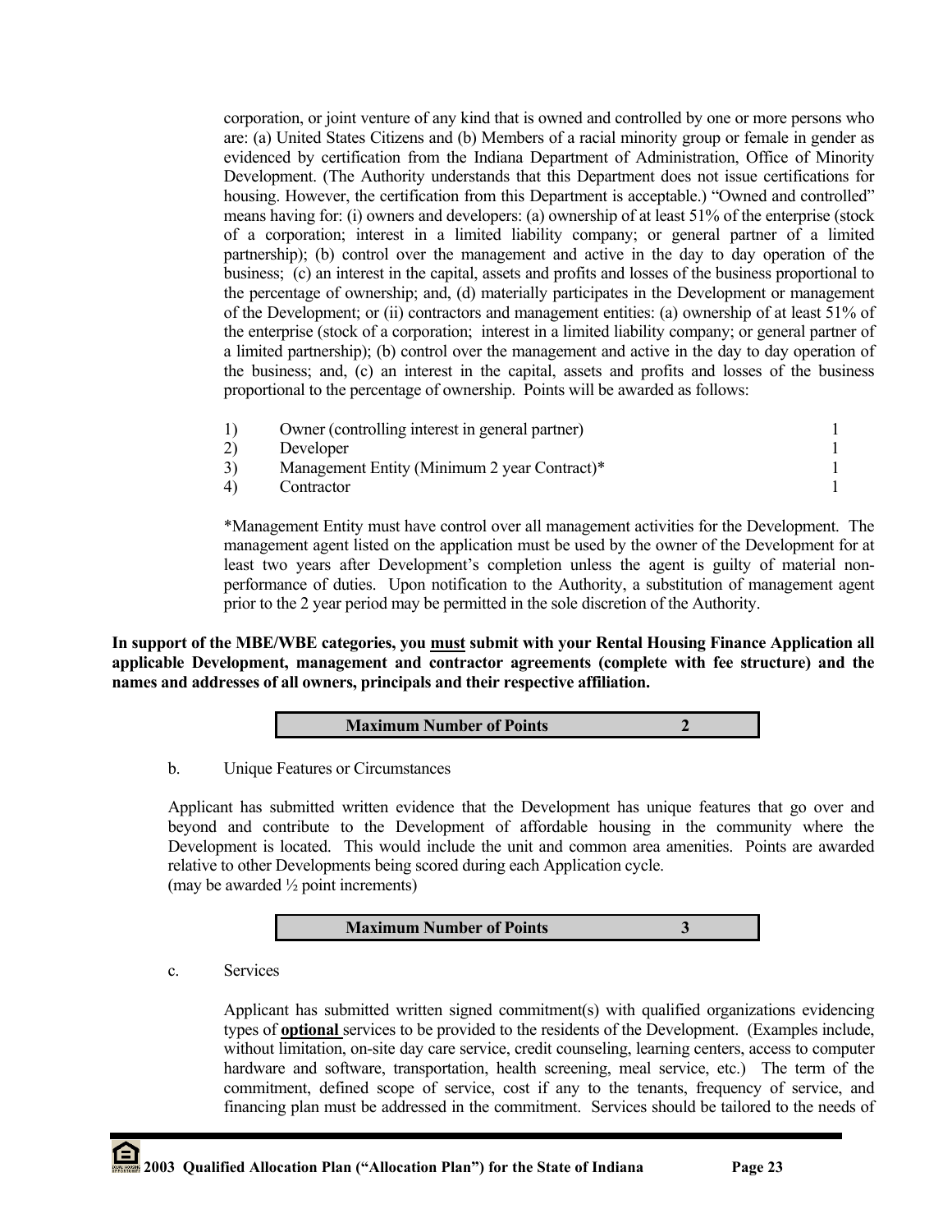corporation, or joint venture of any kind that is owned and controlled by one or more persons who are: (a) United States Citizens and (b) Members of a racial minority group or female in gender as evidenced by certification from the Indiana Department of Administration, Office of Minority Development. (The Authority understands that this Department does not issue certifications for housing. However, the certification from this Department is acceptable.) "Owned and controlled" means having for: (i) owners and developers: (a) ownership of at least 51% of the enterprise (stock of a corporation; interest in a limited liability company; or general partner of a limited partnership); (b) control over the management and active in the day to day operation of the business; (c) an interest in the capital, assets and profits and losses of the business proportional to the percentage of ownership; and, (d) materially participates in the Development or management of the Development; or (ii) contractors and management entities: (a) ownership of at least 51% of the enterprise (stock of a corporation; interest in a limited liability company; or general partner of a limited partnership); (b) control over the management and active in the day to day operation of the business; and, (c) an interest in the capital, assets and profits and losses of the business proportional to the percentage of ownership. Points will be awarded as follows:

| | | |
|---|---|---|
| 1) | Owner (controlling interest in general partner) | 1 |
| 2) | Developer | 1 |
| 3) | Management Entity (Minimum 2 year Contract)* | 1 |
| 4) | Contractor | 1 |

*Management Entity must have control over all management activities for the Development. The management agent listed on the application must be used by the owner of the Development for at least two years after Development's completion unless the agent is guilty of material non-performance of duties. Upon notification to the Authority, a substitution of management agent prior to the 2 year period may be permitted in the sole discretion of the Authority.

**In support of the MBE/WBE categories, you must submit with your Rental Housing Finance Application all applicable Development, management and contractor agreements (complete with fee structure) and the names and addresses of all owners, principals and their respective affiliation.**

| **Maximum Number of Points** | **2** |
|---|---|

b. Unique Features or Circumstances

Applicant has submitted written evidence that the Development has unique features that go over and beyond and contribute to the Development of affordable housing in the community where the Development is located. This would include the unit and common area amenities. Points are awarded relative to other Developments being scored during each Application cycle.
(may be awarded ½ point increments)

| **Maximum Number of Points** | **3** |
|---|---|

c. Services

Applicant has submitted written signed commitment(s) with qualified organizations evidencing types of **optional** services to be provided to the residents of the Development. (Examples include, without limitation, on-site day care service, credit counseling, learning centers, access to computer hardware and software, transportation, health screening, meal service, etc.) The term of the commitment, defined scope of service, cost if any to the tenants, frequency of service, and financing plan must be addressed in the commitment. Services should be tailored to the needs of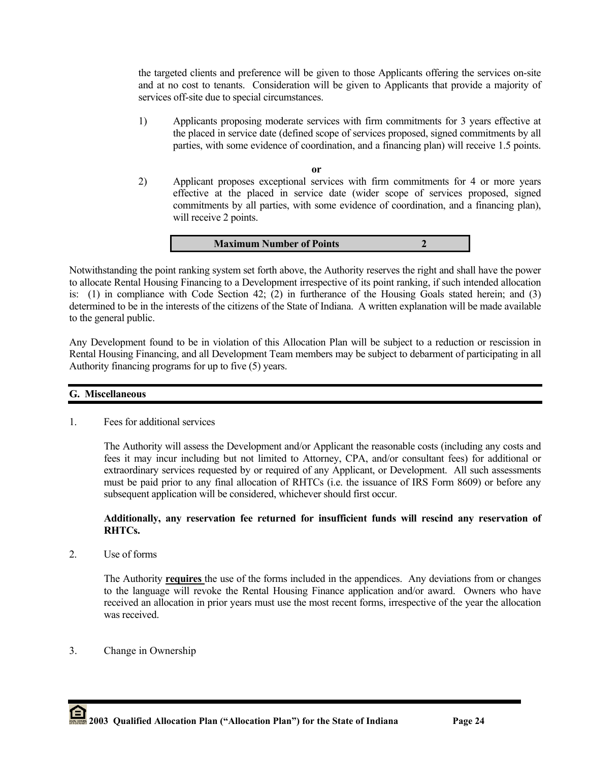the targeted clients and preference will be given to those Applicants offering the services on-site and at no cost to tenants. Consideration will be given to Applicants that provide a majority of services off-site due to special circumstances.

1) Applicants proposing moderate services with firm commitments for 3 years effective at the placed in service date (defined scope of services proposed, signed commitments by all parties, with some evidence of coordination, and a financing plan) will receive 1.5 points.

**or**

2) Applicant proposes exceptional services with firm commitments for 4 or more years effective at the placed in service date (wider scope of services proposed, signed commitments by all parties, with some evidence of coordination, and a financing plan), will receive 2 points.

| **Maximum Number of Points** | **2** |
|---|---|

Notwithstanding the point ranking system set forth above, the Authority reserves the right and shall have the power to allocate Rental Housing Financing to a Development irrespective of its point ranking, if such intended allocation is: (1) in compliance with Code Section 42; (2) in furtherance of the Housing Goals stated herein; and (3) determined to be in the interests of the citizens of the State of Indiana. A written explanation will be made available to the general public.

Any Development found to be in violation of this Allocation Plan will be subject to a reduction or rescission in Rental Housing Financing, and all Development Team members may be subject to debarment of participating in all Authority financing programs for up to five (5) years.

## G. Miscellaneous

1. Fees for additional services

   The Authority will assess the Development and/or Applicant the reasonable costs (including any costs and fees it may incur including but not limited to Attorney, CPA, and/or consultant fees) for additional or extraordinary services requested by or required of any Applicant, or Development. All such assessments must be paid prior to any final allocation of RHTCs (i.e. the issuance of IRS Form 8609) or before any subsequent application will be considered, whichever should first occur.

   **Additionally, any reservation fee returned for insufficient funds will rescind any reservation of RHTCs.**

2. Use of forms

   The Authority **requires** the use of the forms included in the appendices. Any deviations from or changes to the language will revoke the Rental Housing Finance application and/or award. Owners who have received an allocation in prior years must use the most recent forms, irrespective of the year the allocation was received.

3. Change in Ownership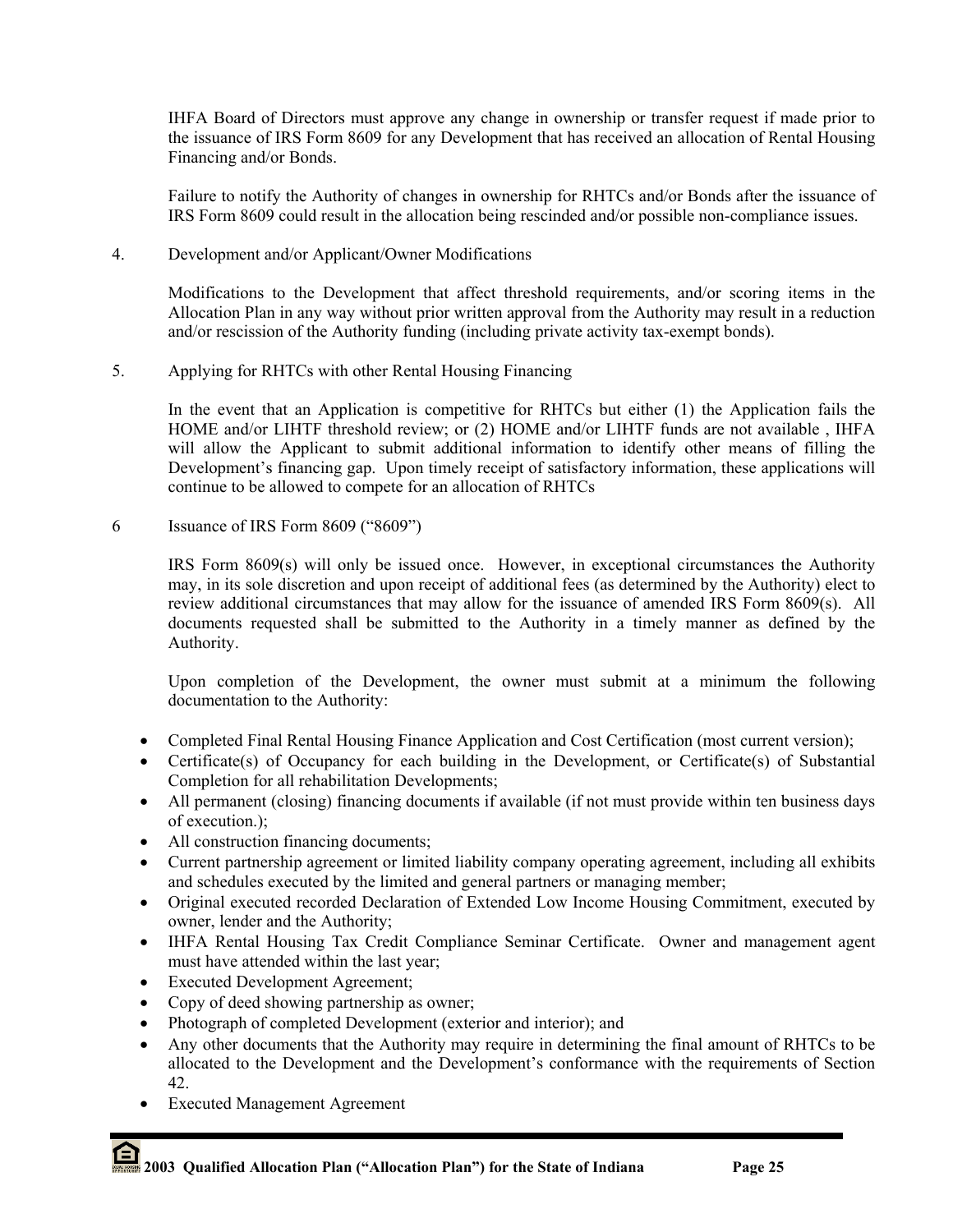IHFA Board of Directors must approve any change in ownership or transfer request if made prior to the issuance of IRS Form 8609 for any Development that has received an allocation of Rental Housing Financing and/or Bonds.

Failure to notify the Authority of changes in ownership for RHTCs and/or Bonds after the issuance of IRS Form 8609 could result in the allocation being rescinded and/or possible non-compliance issues.

4. Development and/or Applicant/Owner Modifications

Modifications to the Development that affect threshold requirements, and/or scoring items in the Allocation Plan in any way without prior written approval from the Authority may result in a reduction and/or rescission of the Authority funding (including private activity tax-exempt bonds).

5. Applying for RHTCs with other Rental Housing Financing

In the event that an Application is competitive for RHTCs but either (1) the Application fails the HOME and/or LIHTF threshold review; or (2) HOME and/or LIHTF funds are not available , IHFA will allow the Applicant to submit additional information to identify other means of filling the Development's financing gap. Upon timely receipt of satisfactory information, these applications will continue to be allowed to compete for an allocation of RHTCs

6 Issuance of IRS Form 8609 ("8609")

IRS Form 8609(s) will only be issued once. However, in exceptional circumstances the Authority may, in its sole discretion and upon receipt of additional fees (as determined by the Authority) elect to review additional circumstances that may allow for the issuance of amended IRS Form 8609(s). All documents requested shall be submitted to the Authority in a timely manner as defined by the Authority.

Upon completion of the Development, the owner must submit at a minimum the following documentation to the Authority:

- Completed Final Rental Housing Finance Application and Cost Certification (most current version);
- Certificate(s) of Occupancy for each building in the Development, or Certificate(s) of Substantial Completion for all rehabilitation Developments;
- All permanent (closing) financing documents if available (if not must provide within ten business days of execution.);
- All construction financing documents;
- Current partnership agreement or limited liability company operating agreement, including all exhibits and schedules executed by the limited and general partners or managing member;
- Original executed recorded Declaration of Extended Low Income Housing Commitment, executed by owner, lender and the Authority;
- IHFA Rental Housing Tax Credit Compliance Seminar Certificate. Owner and management agent must have attended within the last year;
- Executed Development Agreement;
- Copy of deed showing partnership as owner;
- Photograph of completed Development (exterior and interior); and
- Any other documents that the Authority may require in determining the final amount of RHTCs to be allocated to the Development and the Development's conformance with the requirements of Section 42.
- Executed Management Agreement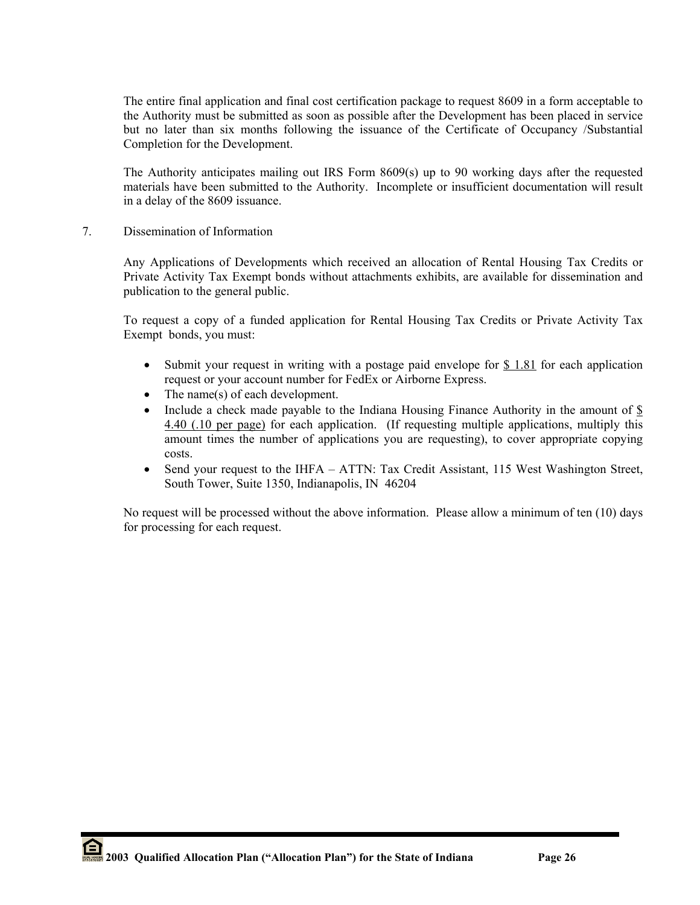The entire final application and final cost certification package to request 8609 in a form acceptable to the Authority must be submitted as soon as possible after the Development has been placed in service but no later than six months following the issuance of the Certificate of Occupancy /Substantial Completion for the Development.

The Authority anticipates mailing out IRS Form 8609(s) up to 90 working days after the requested materials have been submitted to the Authority. Incomplete or insufficient documentation will result in a delay of the 8609 issuance.

7. Dissemination of Information

Any Applications of Developments which received an allocation of Rental Housing Tax Credits or Private Activity Tax Exempt bonds without attachments exhibits, are available for dissemination and publication to the general public.

To request a copy of a funded application for Rental Housing Tax Credits or Private Activity Tax Exempt bonds, you must:

- Submit your request in writing with a postage paid envelope for $ 1.81 for each application request or your account number for FedEx or Airborne Express.
- The name(s) of each development.
- Include a check made payable to the Indiana Housing Finance Authority in the amount of $ 4.40 (.10 per page) for each application. (If requesting multiple applications, multiply this amount times the number of applications you are requesting), to cover appropriate copying costs.
- Send your request to the IHFA – ATTN: Tax Credit Assistant, 115 West Washington Street, South Tower, Suite 1350, Indianapolis, IN 46204

No request will be processed without the above information. Please allow a minimum of ten (10) days for processing for each request.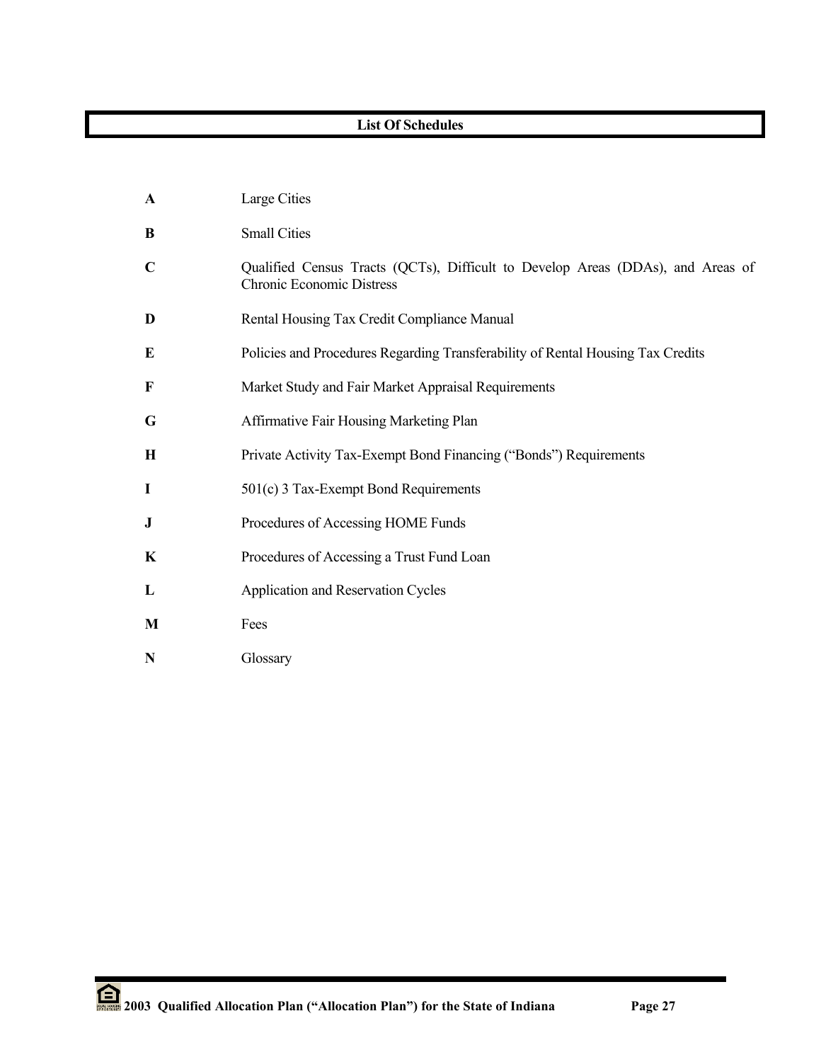## List Of Schedules

| | |
|---|---|
| **A** | Large Cities |
| **B** | Small Cities |
| **C** | Qualified Census Tracts (QCTs), Difficult to Develop Areas (DDAs), and Areas of Chronic Economic Distress |
| **D** | Rental Housing Tax Credit Compliance Manual |
| **E** | Policies and Procedures Regarding Transferability of Rental Housing Tax Credits |
| **F** | Market Study and Fair Market Appraisal Requirements |
| **G** | Affirmative Fair Housing Marketing Plan |
| **H** | Private Activity Tax-Exempt Bond Financing ("Bonds") Requirements |
| **I** | 501(c) 3 Tax-Exempt Bond Requirements |
| **J** | Procedures of Accessing HOME Funds |
| **K** | Procedures of Accessing a Trust Fund Loan |
| **L** | Application and Reservation Cycles |
| **M** | Fees |
| **N** | Glossary |